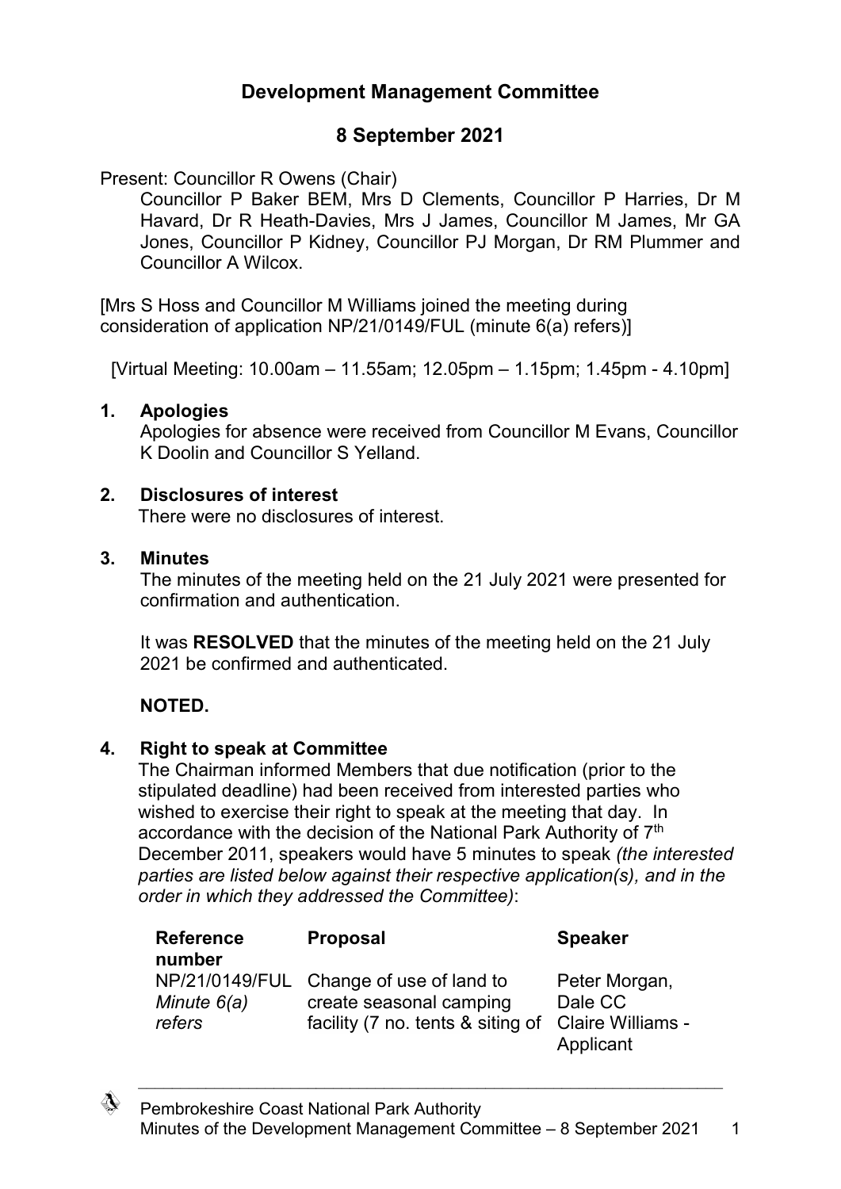# Development Management Committee

## 8 September 2021

Present: Councillor R Owens (Chair)

Councillor P Baker BEM, Mrs D Clements, Councillor P Harries, Dr M Havard, Dr R Heath-Davies, Mrs J James, Councillor M James, Mr GA Jones, Councillor P Kidney, Councillor PJ Morgan, Dr RM Plummer and Councillor A Wilcox.

[Mrs S Hoss and Councillor M Williams joined the meeting during consideration of application NP/21/0149/FUL (minute 6(a) refers)]

[Virtual Meeting: 10.00am – 11.55am; 12.05pm – 1.15pm; 1.45pm - 4.10pm]

### 1. Apologies

Apologies for absence were received from Councillor M Evans, Councillor K Doolin and Councillor S Yelland.

### 2. Disclosures of interest

There were no disclosures of interest.

### 3. Minutes

The minutes of the meeting held on the 21 July 2021 were presented for confirmation and authentication.

It was **RESOLVED** that the minutes of the meeting held on the 21 July 2021 be confirmed and authenticated.

**NOTED.**

### 4. Right to speak at Committee

The Chairman informed Members that due notification (prior to the stipulated deadline) had been received from interested parties who wished to exercise their right to speak at the meeting that day. In accordance with the decision of the National Park Authority of 7th December 2011, speakers would have 5 minutes to speak *(the interested parties are listed below against their respective application(s), and in the order in which they addressed the Committee)*:

| Reference number | Proposal | Speaker |
|---|---|---|
| NP/21/0149/FUL *Minute 6(a) refers* | Change of use of land to create seasonal camping facility (7 no. tents & siting of | Peter Morgan, Dale CC<br>Claire Williams - Applicant |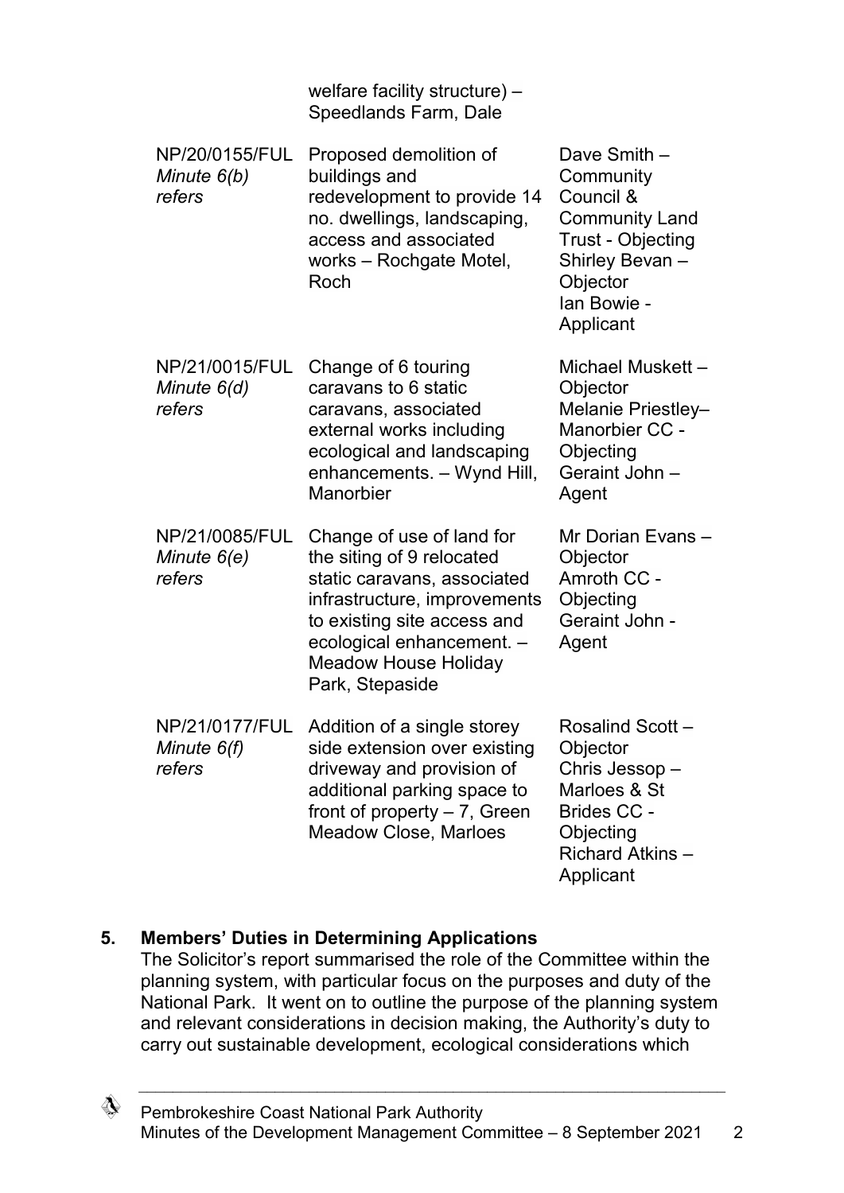| | | |
|---|---|---|
| | welfare facility structure) – Speedlands Farm, Dale | |
| NP/20/0155/FUL *Minute 6(b) refers* | Proposed demolition of buildings and redevelopment to provide 14 no. dwellings, landscaping, access and associated works – Rochgate Motel, Roch | Dave Smith – Community Council & Community Land Trust - Objecting<br>Shirley Bevan – Objector<br>Ian Bowie - Applicant |
| NP/21/0015/FUL *Minute 6(d) refers* | Change of 6 touring caravans to 6 static caravans, associated external works including ecological and landscaping enhancements. – Wynd Hill, Manorbier | Michael Muskett – Objector<br>Melanie Priestley– Manorbier CC - Objecting<br>Geraint John – Agent |
| NP/21/0085/FUL *Minute 6(e) refers* | Change of use of land for the siting of 9 relocated static caravans, associated infrastructure, improvements to existing site access and ecological enhancement. – Meadow House Holiday Park, Stepaside | Mr Dorian Evans – Objector<br>Amroth CC - Objecting<br>Geraint John - Agent |
| NP/21/0177/FUL *Minute 6(f) refers* | Addition of a single storey side extension over existing driveway and provision of additional parking space to front of property – 7, Green Meadow Close, Marloes | Rosalind Scott – Objector<br>Chris Jessop – Marloes & St Brides CC - Objecting<br>Richard Atkins – Applicant |

**5. Members' Duties in Determining Applications**

The Solicitor's report summarised the role of the Committee within the planning system, with particular focus on the purposes and duty of the National Park. It went on to outline the purpose of the planning system and relevant considerations in decision making, the Authority's duty to carry out sustainable development, ecological considerations which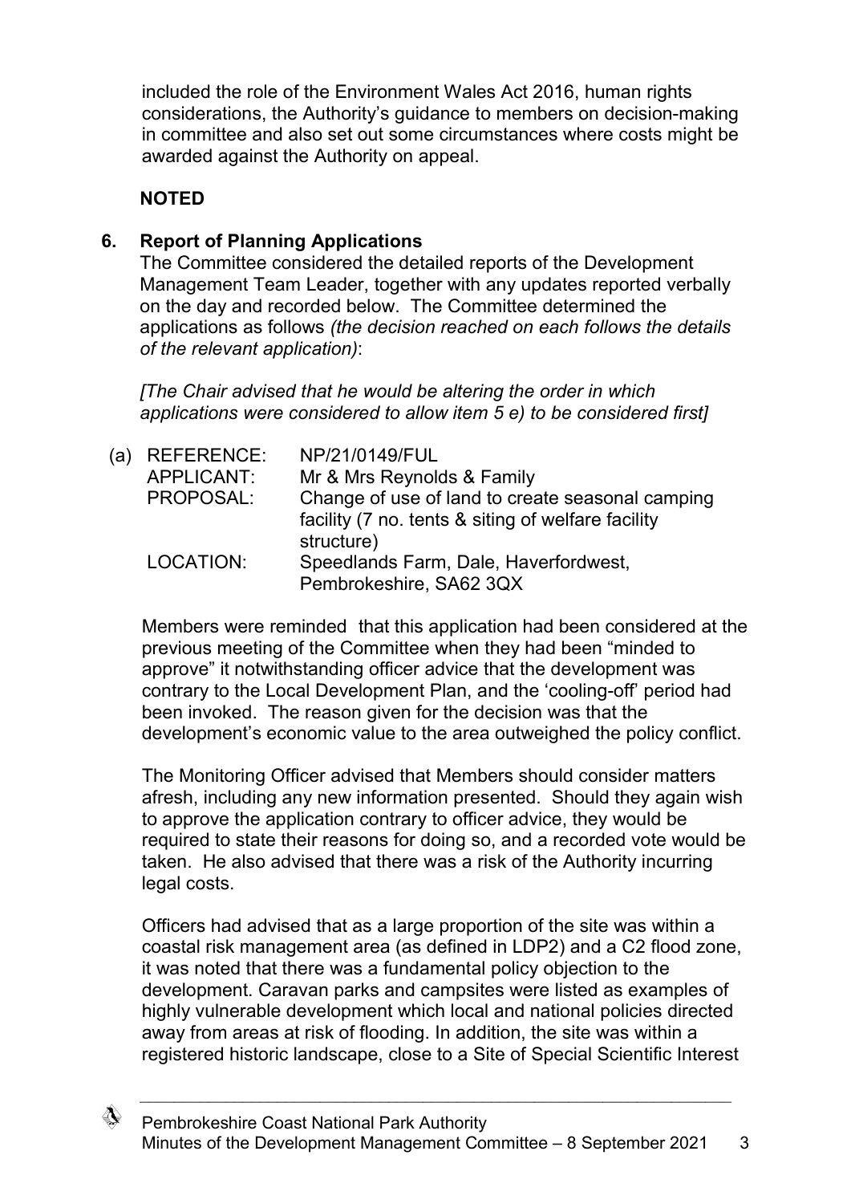included the role of the Environment Wales Act 2016, human rights considerations, the Authority's guidance to members on decision-making in committee and also set out some circumstances where costs might be awarded against the Authority on appeal.

**NOTED**

## 6. Report of Planning Applications

The Committee considered the detailed reports of the Development Management Team Leader, together with any updates reported verbally on the day and recorded below. The Committee determined the applications as follows *(the decision reached on each follows the details of the relevant application)*:

*[The Chair advised that he would be altering the order in which applications were considered to allow item 5 e) to be considered first]*

(a) REFERENCE: NP/21/0149/FUL
APPLICANT: Mr & Mrs Reynolds & Family
PROPOSAL: Change of use of land to create seasonal camping facility (7 no. tents & siting of welfare facility structure)
LOCATION: Speedlands Farm, Dale, Haverfordwest, Pembrokeshire, SA62 3QX

Members were reminded that this application had been considered at the previous meeting of the Committee when they had been "minded to approve" it notwithstanding officer advice that the development was contrary to the Local Development Plan, and the 'cooling-off' period had been invoked. The reason given for the decision was that the development's economic value to the area outweighed the policy conflict.

The Monitoring Officer advised that Members should consider matters afresh, including any new information presented. Should they again wish to approve the application contrary to officer advice, they would be required to state their reasons for doing so, and a recorded vote would be taken. He also advised that there was a risk of the Authority incurring legal costs.

Officers had advised that as a large proportion of the site was within a coastal risk management area (as defined in LDP2) and a C2 flood zone, it was noted that there was a fundamental policy objection to the development. Caravan parks and campsites were listed as examples of highly vulnerable development which local and national policies directed away from areas at risk of flooding. In addition, the site was within a registered historic landscape, close to a Site of Special Scientific Interest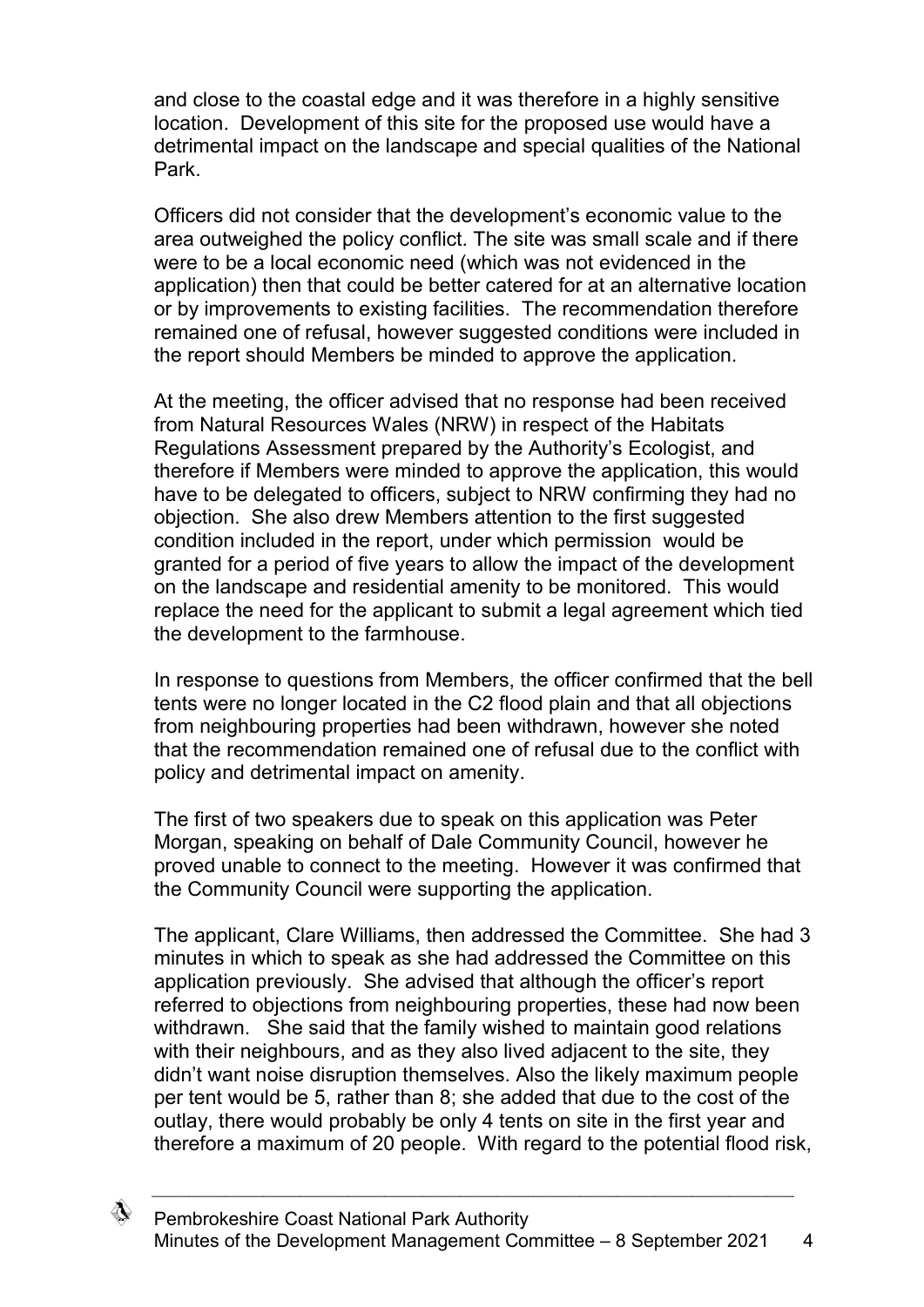and close to the coastal edge and it was therefore in a highly sensitive location. Development of this site for the proposed use would have a detrimental impact on the landscape and special qualities of the National Park.

Officers did not consider that the development's economic value to the area outweighed the policy conflict. The site was small scale and if there were to be a local economic need (which was not evidenced in the application) then that could be better catered for at an alternative location or by improvements to existing facilities. The recommendation therefore remained one of refusal, however suggested conditions were included in the report should Members be minded to approve the application.

At the meeting, the officer advised that no response had been received from Natural Resources Wales (NRW) in respect of the Habitats Regulations Assessment prepared by the Authority's Ecologist, and therefore if Members were minded to approve the application, this would have to be delegated to officers, subject to NRW confirming they had no objection. She also drew Members attention to the first suggested condition included in the report, under which permission would be granted for a period of five years to allow the impact of the development on the landscape and residential amenity to be monitored. This would replace the need for the applicant to submit a legal agreement which tied the development to the farmhouse.

In response to questions from Members, the officer confirmed that the bell tents were no longer located in the C2 flood plain and that all objections from neighbouring properties had been withdrawn, however she noted that the recommendation remained one of refusal due to the conflict with policy and detrimental impact on amenity.

The first of two speakers due to speak on this application was Peter Morgan, speaking on behalf of Dale Community Council, however he proved unable to connect to the meeting. However it was confirmed that the Community Council were supporting the application.

The applicant, Clare Williams, then addressed the Committee. She had 3 minutes in which to speak as she had addressed the Committee on this application previously. She advised that although the officer's report referred to objections from neighbouring properties, these had now been withdrawn. She said that the family wished to maintain good relations with their neighbours, and as they also lived adjacent to the site, they didn't want noise disruption themselves. Also the likely maximum people per tent would be 5, rather than 8; she added that due to the cost of the outlay, there would probably be only 4 tents on site in the first year and therefore a maximum of 20 people. With regard to the potential flood risk,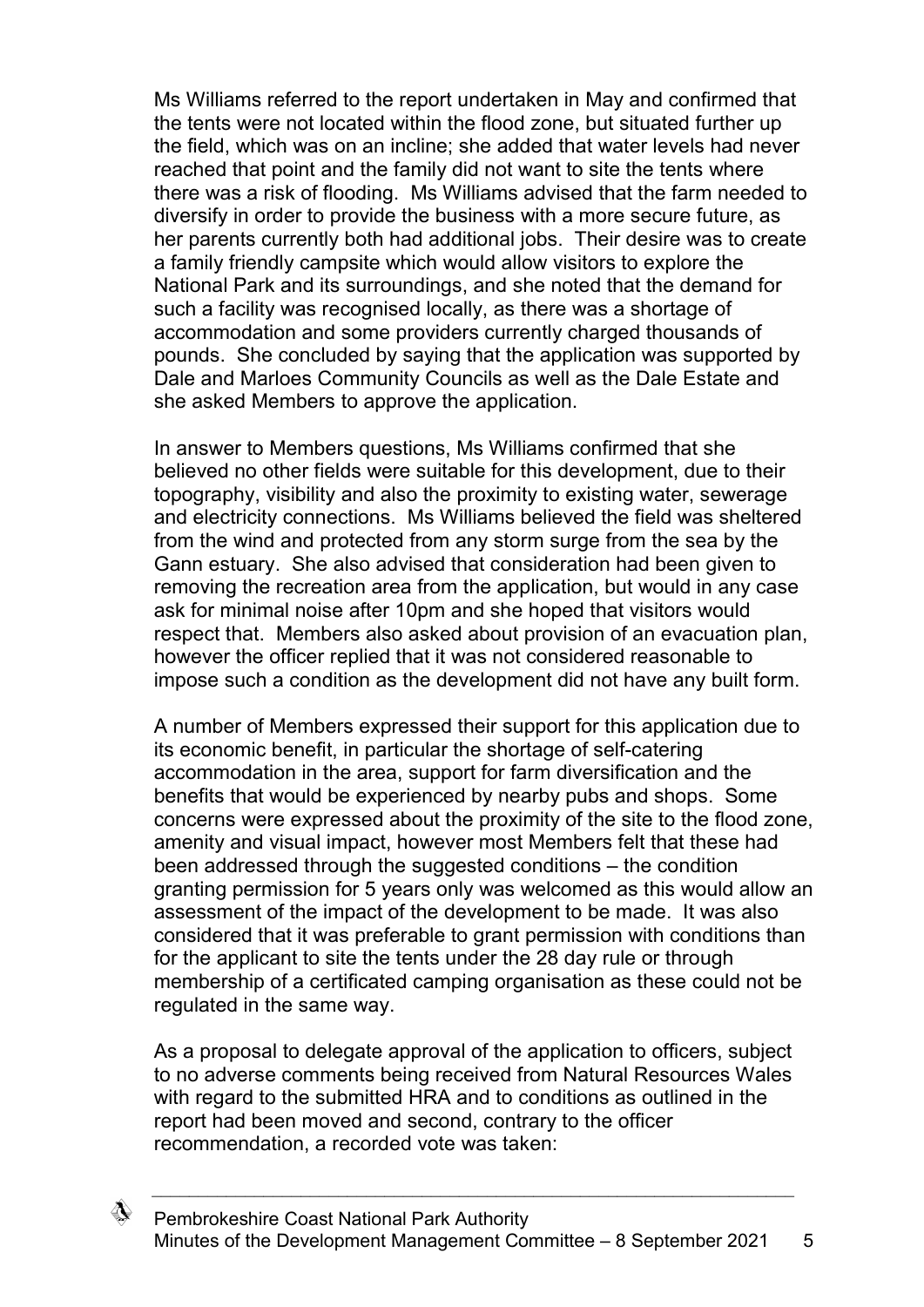Ms Williams referred to the report undertaken in May and confirmed that the tents were not located within the flood zone, but situated further up the field, which was on an incline; she added that water levels had never reached that point and the family did not want to site the tents where there was a risk of flooding. Ms Williams advised that the farm needed to diversify in order to provide the business with a more secure future, as her parents currently both had additional jobs. Their desire was to create a family friendly campsite which would allow visitors to explore the National Park and its surroundings, and she noted that the demand for such a facility was recognised locally, as there was a shortage of accommodation and some providers currently charged thousands of pounds. She concluded by saying that the application was supported by Dale and Marloes Community Councils as well as the Dale Estate and she asked Members to approve the application.

In answer to Members questions, Ms Williams confirmed that she believed no other fields were suitable for this development, due to their topography, visibility and also the proximity to existing water, sewerage and electricity connections. Ms Williams believed the field was sheltered from the wind and protected from any storm surge from the sea by the Gann estuary. She also advised that consideration had been given to removing the recreation area from the application, but would in any case ask for minimal noise after 10pm and she hoped that visitors would respect that. Members also asked about provision of an evacuation plan, however the officer replied that it was not considered reasonable to impose such a condition as the development did not have any built form.

A number of Members expressed their support for this application due to its economic benefit, in particular the shortage of self-catering accommodation in the area, support for farm diversification and the benefits that would be experienced by nearby pubs and shops. Some concerns were expressed about the proximity of the site to the flood zone, amenity and visual impact, however most Members felt that these had been addressed through the suggested conditions – the condition granting permission for 5 years only was welcomed as this would allow an assessment of the impact of the development to be made. It was also considered that it was preferable to grant permission with conditions than for the applicant to site the tents under the 28 day rule or through membership of a certificated camping organisation as these could not be regulated in the same way.

As a proposal to delegate approval of the application to officers, subject to no adverse comments being received from Natural Resources Wales with regard to the submitted HRA and to conditions as outlined in the report had been moved and second, contrary to the officer recommendation, a recorded vote was taken: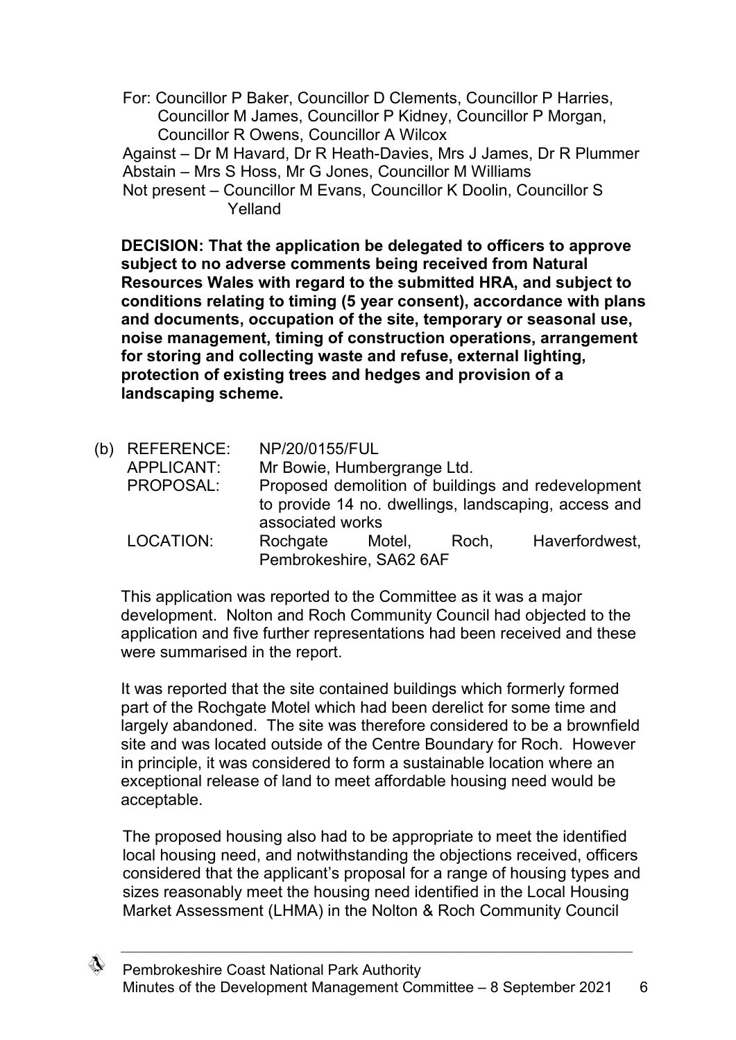For: Councillor P Baker, Councillor D Clements, Councillor P Harries, Councillor M James, Councillor P Kidney, Councillor P Morgan, Councillor R Owens, Councillor A Wilcox
Against – Dr M Havard, Dr R Heath-Davies, Mrs J James, Dr R Plummer
Abstain – Mrs S Hoss, Mr G Jones, Councillor M Williams
Not present – Councillor M Evans, Councillor K Doolin, Councillor S Yelland

**DECISION: That the application be delegated to officers to approve subject to no adverse comments being received from Natural Resources Wales with regard to the submitted HRA, and subject to conditions relating to timing (5 year consent), accordance with plans and documents, occupation of the site, temporary or seasonal use, noise management, timing of construction operations, arrangement for storing and collecting waste and refuse, external lighting, protection of existing trees and hedges and provision of a landscaping scheme.**

(b) REFERENCE: NP/20/0155/FUL
APPLICANT: Mr Bowie, Humbergrange Ltd.
PROPOSAL: Proposed demolition of buildings and redevelopment to provide 14 no. dwellings, landscaping, access and associated works
LOCATION: Rochgate Motel, Roch, Haverfordwest, Pembrokeshire, SA62 6AF

This application was reported to the Committee as it was a major development. Nolton and Roch Community Council had objected to the application and five further representations had been received and these were summarised in the report.

It was reported that the site contained buildings which formerly formed part of the Rochgate Motel which had been derelict for some time and largely abandoned. The site was therefore considered to be a brownfield site and was located outside of the Centre Boundary for Roch. However in principle, it was considered to form a sustainable location where an exceptional release of land to meet affordable housing need would be acceptable.

The proposed housing also had to be appropriate to meet the identified local housing need, and notwithstanding the objections received, officers considered that the applicant's proposal for a range of housing types and sizes reasonably meet the housing need identified in the Local Housing Market Assessment (LHMA) in the Nolton & Roch Community Council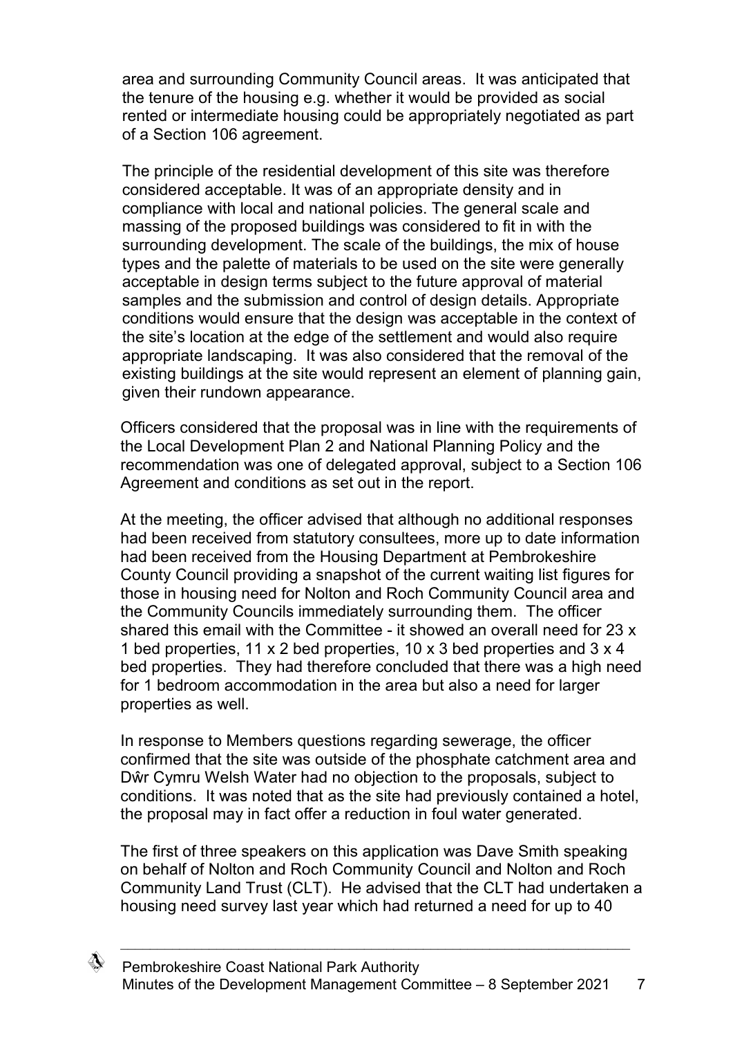area and surrounding Community Council areas. It was anticipated that the tenure of the housing e.g. whether it would be provided as social rented or intermediate housing could be appropriately negotiated as part of a Section 106 agreement.

The principle of the residential development of this site was therefore considered acceptable. It was of an appropriate density and in compliance with local and national policies. The general scale and massing of the proposed buildings was considered to fit in with the surrounding development. The scale of the buildings, the mix of house types and the palette of materials to be used on the site were generally acceptable in design terms subject to the future approval of material samples and the submission and control of design details. Appropriate conditions would ensure that the design was acceptable in the context of the site's location at the edge of the settlement and would also require appropriate landscaping. It was also considered that the removal of the existing buildings at the site would represent an element of planning gain, given their rundown appearance.

Officers considered that the proposal was in line with the requirements of the Local Development Plan 2 and National Planning Policy and the recommendation was one of delegated approval, subject to a Section 106 Agreement and conditions as set out in the report.

At the meeting, the officer advised that although no additional responses had been received from statutory consultees, more up to date information had been received from the Housing Department at Pembrokeshire County Council providing a snapshot of the current waiting list figures for those in housing need for Nolton and Roch Community Council area and the Community Councils immediately surrounding them. The officer shared this email with the Committee - it showed an overall need for 23 x 1 bed properties, 11 x 2 bed properties, 10 x 3 bed properties and 3 x 4 bed properties. They had therefore concluded that there was a high need for 1 bedroom accommodation in the area but also a need for larger properties as well.

In response to Members questions regarding sewerage, the officer confirmed that the site was outside of the phosphate catchment area and Dŵr Cymru Welsh Water had no objection to the proposals, subject to conditions. It was noted that as the site had previously contained a hotel, the proposal may in fact offer a reduction in foul water generated.

The first of three speakers on this application was Dave Smith speaking on behalf of Nolton and Roch Community Council and Nolton and Roch Community Land Trust (CLT). He advised that the CLT had undertaken a housing need survey last year which had returned a need for up to 40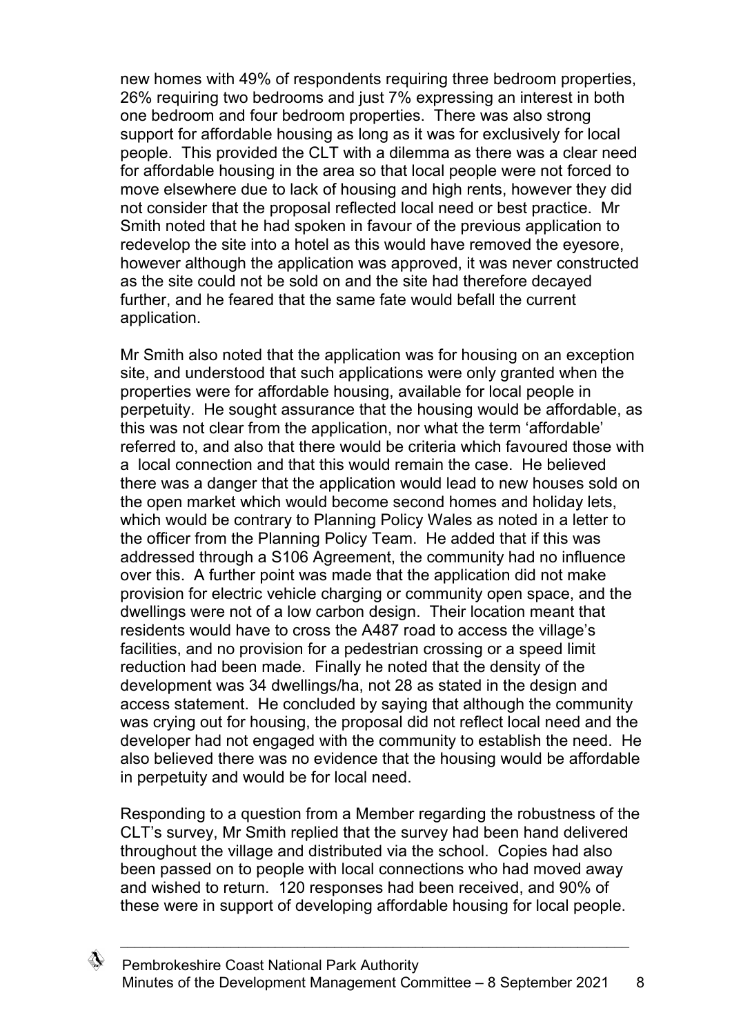new homes with 49% of respondents requiring three bedroom properties, 26% requiring two bedrooms and just 7% expressing an interest in both one bedroom and four bedroom properties. There was also strong support for affordable housing as long as it was for exclusively for local people. This provided the CLT with a dilemma as there was a clear need for affordable housing in the area so that local people were not forced to move elsewhere due to lack of housing and high rents, however they did not consider that the proposal reflected local need or best practice. Mr Smith noted that he had spoken in favour of the previous application to redevelop the site into a hotel as this would have removed the eyesore, however although the application was approved, it was never constructed as the site could not be sold on and the site had therefore decayed further, and he feared that the same fate would befall the current application.

Mr Smith also noted that the application was for housing on an exception site, and understood that such applications were only granted when the properties were for affordable housing, available for local people in perpetuity. He sought assurance that the housing would be affordable, as this was not clear from the application, nor what the term 'affordable' referred to, and also that there would be criteria which favoured those with a local connection and that this would remain the case. He believed there was a danger that the application would lead to new houses sold on the open market which would become second homes and holiday lets, which would be contrary to Planning Policy Wales as noted in a letter to the officer from the Planning Policy Team. He added that if this was addressed through a S106 Agreement, the community had no influence over this. A further point was made that the application did not make provision for electric vehicle charging or community open space, and the dwellings were not of a low carbon design. Their location meant that residents would have to cross the A487 road to access the village's facilities, and no provision for a pedestrian crossing or a speed limit reduction had been made. Finally he noted that the density of the development was 34 dwellings/ha, not 28 as stated in the design and access statement. He concluded by saying that although the community was crying out for housing, the proposal did not reflect local need and the developer had not engaged with the community to establish the need. He also believed there was no evidence that the housing would be affordable in perpetuity and would be for local need.

Responding to a question from a Member regarding the robustness of the CLT's survey, Mr Smith replied that the survey had been hand delivered throughout the village and distributed via the school. Copies had also been passed on to people with local connections who had moved away and wished to return. 120 responses had been received, and 90% of these were in support of developing affordable housing for local people.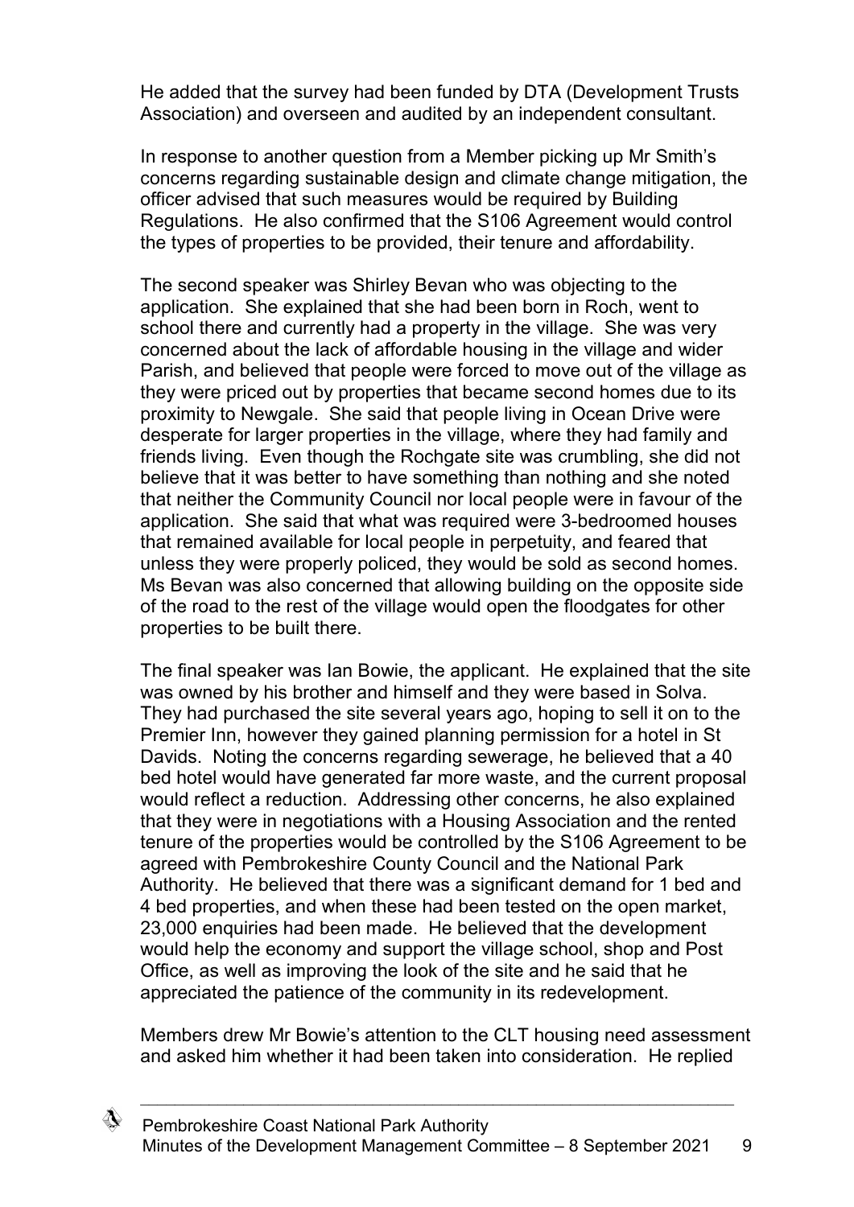He added that the survey had been funded by DTA (Development Trusts Association) and overseen and audited by an independent consultant.

In response to another question from a Member picking up Mr Smith's concerns regarding sustainable design and climate change mitigation, the officer advised that such measures would be required by Building Regulations. He also confirmed that the S106 Agreement would control the types of properties to be provided, their tenure and affordability.

The second speaker was Shirley Bevan who was objecting to the application. She explained that she had been born in Roch, went to school there and currently had a property in the village. She was very concerned about the lack of affordable housing in the village and wider Parish, and believed that people were forced to move out of the village as they were priced out by properties that became second homes due to its proximity to Newgale. She said that people living in Ocean Drive were desperate for larger properties in the village, where they had family and friends living. Even though the Rochgate site was crumbling, she did not believe that it was better to have something than nothing and she noted that neither the Community Council nor local people were in favour of the application. She said that what was required were 3-bedroomed houses that remained available for local people in perpetuity, and feared that unless they were properly policed, they would be sold as second homes. Ms Bevan was also concerned that allowing building on the opposite side of the road to the rest of the village would open the floodgates for other properties to be built there.

The final speaker was Ian Bowie, the applicant. He explained that the site was owned by his brother and himself and they were based in Solva. They had purchased the site several years ago, hoping to sell it on to the Premier Inn, however they gained planning permission for a hotel in St Davids. Noting the concerns regarding sewerage, he believed that a 40 bed hotel would have generated far more waste, and the current proposal would reflect a reduction. Addressing other concerns, he also explained that they were in negotiations with a Housing Association and the rented tenure of the properties would be controlled by the S106 Agreement to be agreed with Pembrokeshire County Council and the National Park Authority. He believed that there was a significant demand for 1 bed and 4 bed properties, and when these had been tested on the open market, 23,000 enquiries had been made. He believed that the development would help the economy and support the village school, shop and Post Office, as well as improving the look of the site and he said that he appreciated the patience of the community in its redevelopment.

Members drew Mr Bowie's attention to the CLT housing need assessment and asked him whether it had been taken into consideration. He replied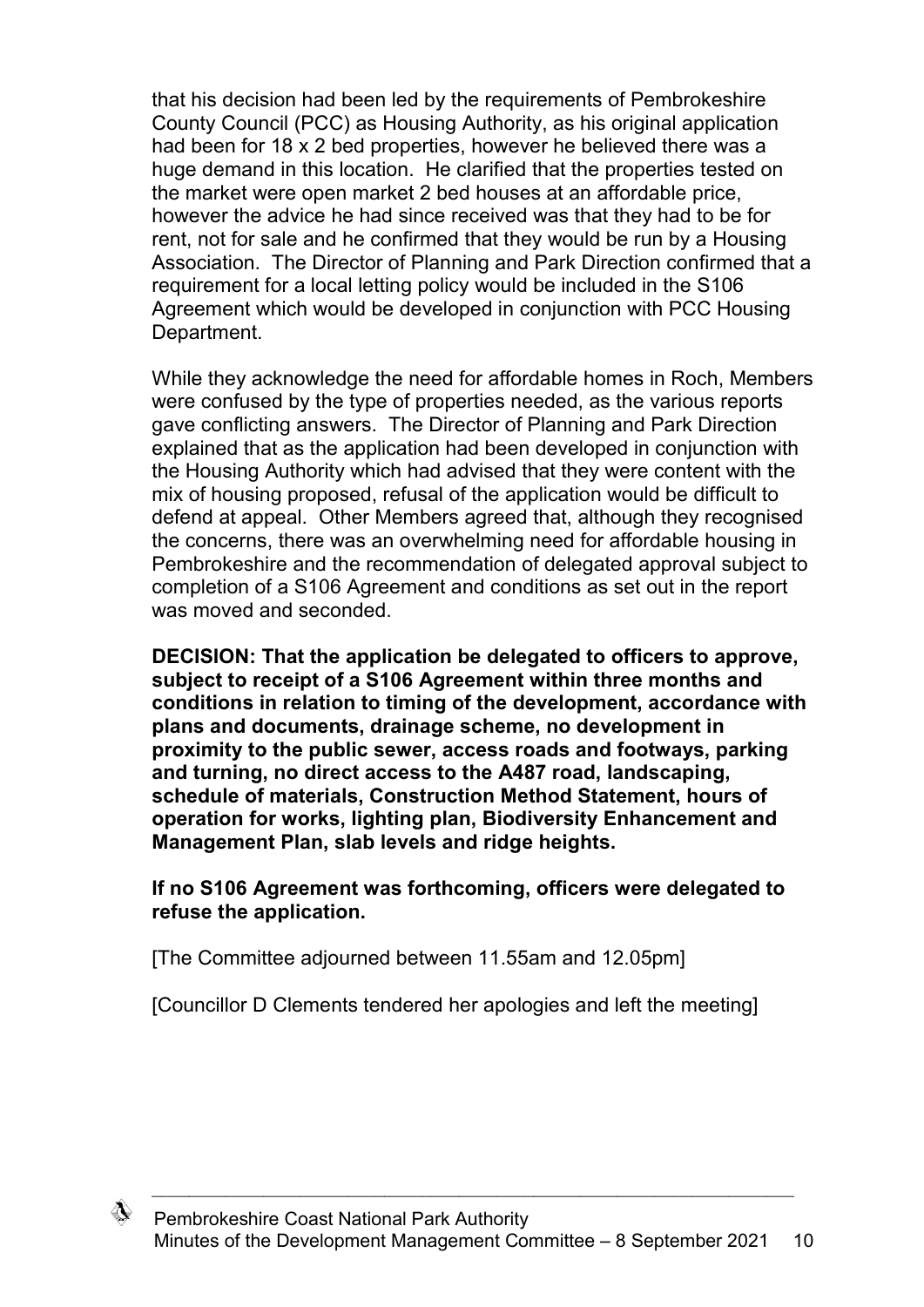that his decision had been led by the requirements of Pembrokeshire County Council (PCC) as Housing Authority, as his original application had been for 18 x 2 bed properties, however he believed there was a huge demand in this location. He clarified that the properties tested on the market were open market 2 bed houses at an affordable price, however the advice he had since received was that they had to be for rent, not for sale and he confirmed that they would be run by a Housing Association. The Director of Planning and Park Direction confirmed that a requirement for a local letting policy would be included in the S106 Agreement which would be developed in conjunction with PCC Housing Department.

While they acknowledge the need for affordable homes in Roch, Members were confused by the type of properties needed, as the various reports gave conflicting answers. The Director of Planning and Park Direction explained that as the application had been developed in conjunction with the Housing Authority which had advised that they were content with the mix of housing proposed, refusal of the application would be difficult to defend at appeal. Other Members agreed that, although they recognised the concerns, there was an overwhelming need for affordable housing in Pembrokeshire and the recommendation of delegated approval subject to completion of a S106 Agreement and conditions as set out in the report was moved and seconded.

**DECISION: That the application be delegated to officers to approve, subject to receipt of a S106 Agreement within three months and conditions in relation to timing of the development, accordance with plans and documents, drainage scheme, no development in proximity to the public sewer, access roads and footways, parking and turning, no direct access to the A487 road, landscaping, schedule of materials, Construction Method Statement, hours of operation for works, lighting plan, Biodiversity Enhancement and Management Plan, slab levels and ridge heights.**

**If no S106 Agreement was forthcoming, officers were delegated to refuse the application.**

[The Committee adjourned between 11.55am and 12.05pm]

[Councillor D Clements tendered her apologies and left the meeting]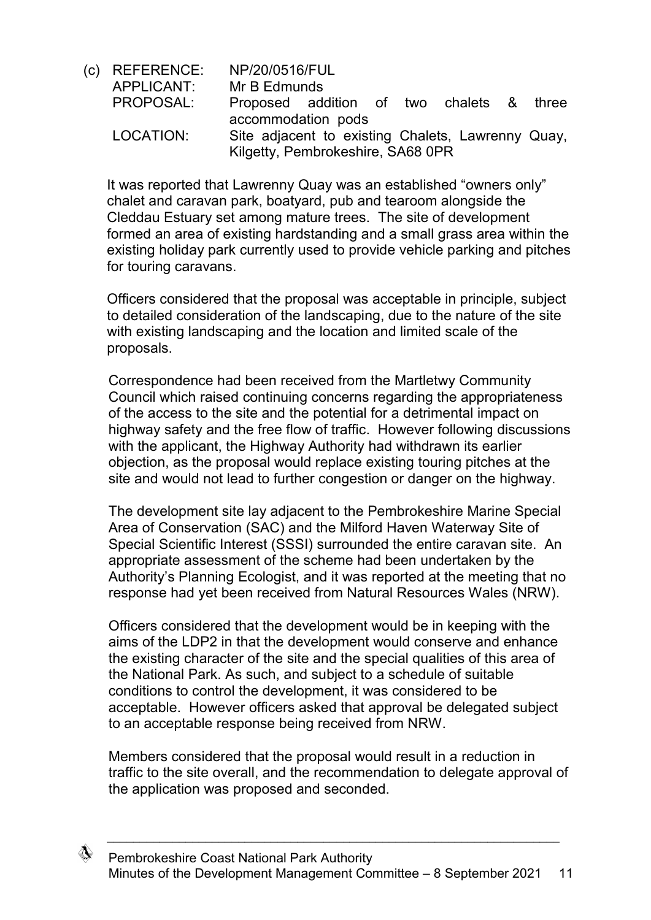(c) REFERENCE: NP/20/0516/FUL
APPLICANT: Mr B Edmunds
PROPOSAL: Proposed addition of two chalets & three accommodation pods
LOCATION: Site adjacent to existing Chalets, Lawrenny Quay, Kilgetty, Pembrokeshire, SA68 0PR

It was reported that Lawrenny Quay was an established "owners only" chalet and caravan park, boatyard, pub and tearoom alongside the Cleddau Estuary set among mature trees. The site of development formed an area of existing hardstanding and a small grass area within the existing holiday park currently used to provide vehicle parking and pitches for touring caravans.

Officers considered that the proposal was acceptable in principle, subject to detailed consideration of the landscaping, due to the nature of the site with existing landscaping and the location and limited scale of the proposals.

Correspondence had been received from the Martletwy Community Council which raised continuing concerns regarding the appropriateness of the access to the site and the potential for a detrimental impact on highway safety and the free flow of traffic. However following discussions with the applicant, the Highway Authority had withdrawn its earlier objection, as the proposal would replace existing touring pitches at the site and would not lead to further congestion or danger on the highway.

The development site lay adjacent to the Pembrokeshire Marine Special Area of Conservation (SAC) and the Milford Haven Waterway Site of Special Scientific Interest (SSSI) surrounded the entire caravan site. An appropriate assessment of the scheme had been undertaken by the Authority's Planning Ecologist, and it was reported at the meeting that no response had yet been received from Natural Resources Wales (NRW).

Officers considered that the development would be in keeping with the aims of the LDP2 in that the development would conserve and enhance the existing character of the site and the special qualities of this area of the National Park. As such, and subject to a schedule of suitable conditions to control the development, it was considered to be acceptable. However officers asked that approval be delegated subject to an acceptable response being received from NRW.

Members considered that the proposal would result in a reduction in traffic to the site overall, and the recommendation to delegate approval of the application was proposed and seconded.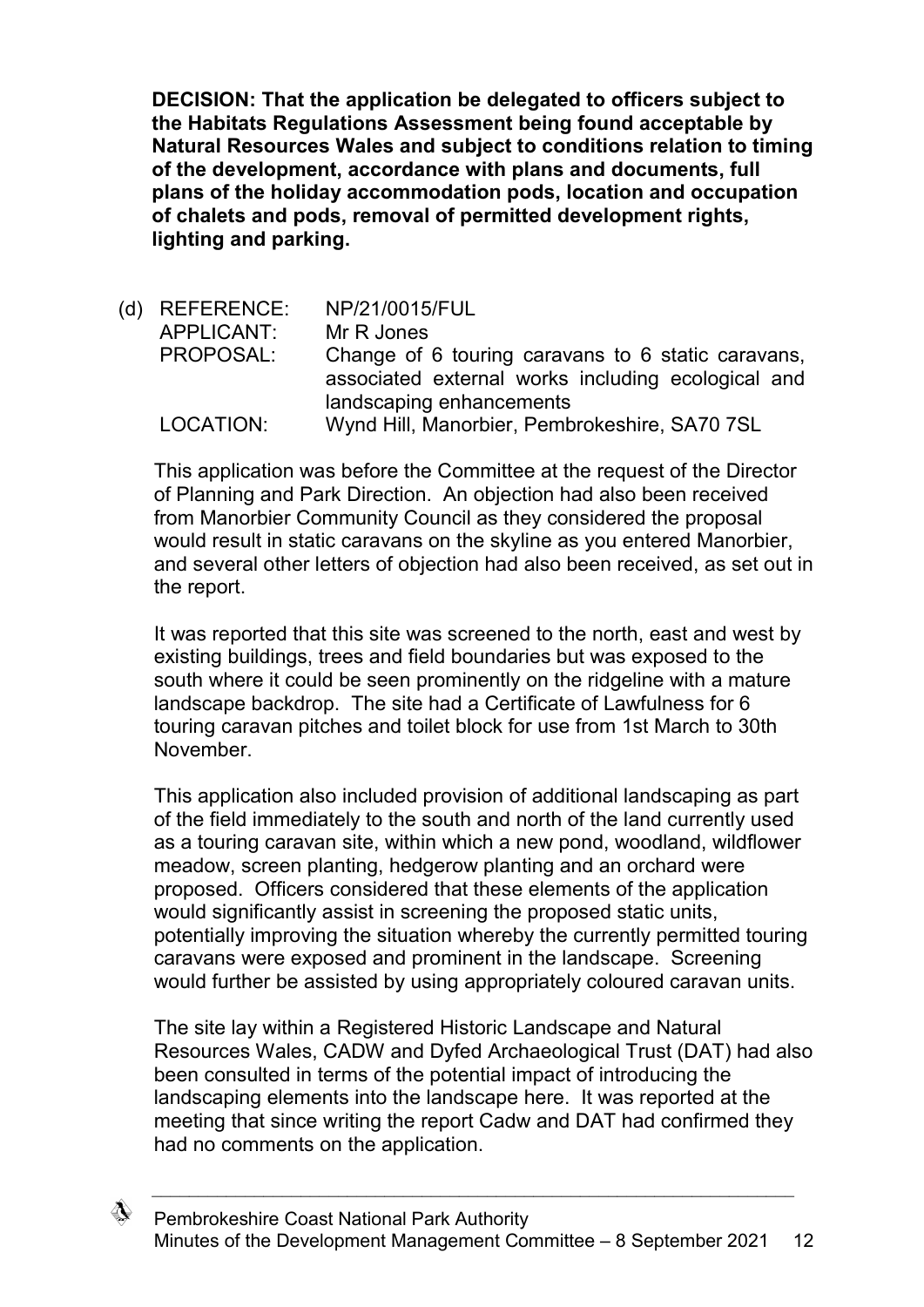**DECISION: That the application be delegated to officers subject to the Habitats Regulations Assessment being found acceptable by Natural Resources Wales and subject to conditions relation to timing of the development, accordance with plans and documents, full plans of the holiday accommodation pods, location and occupation of chalets and pods, removal of permitted development rights, lighting and parking.**

(d) REFERENCE: NP/21/0015/FUL
APPLICANT: Mr R Jones
PROPOSAL: Change of 6 touring caravans to 6 static caravans, associated external works including ecological and landscaping enhancements
LOCATION: Wynd Hill, Manorbier, Pembrokeshire, SA70 7SL

This application was before the Committee at the request of the Director of Planning and Park Direction. An objection had also been received from Manorbier Community Council as they considered the proposal would result in static caravans on the skyline as you entered Manorbier, and several other letters of objection had also been received, as set out in the report.

It was reported that this site was screened to the north, east and west by existing buildings, trees and field boundaries but was exposed to the south where it could be seen prominently on the ridgeline with a mature landscape backdrop. The site had a Certificate of Lawfulness for 6 touring caravan pitches and toilet block for use from 1st March to 30th November.

This application also included provision of additional landscaping as part of the field immediately to the south and north of the land currently used as a touring caravan site, within which a new pond, woodland, wildflower meadow, screen planting, hedgerow planting and an orchard were proposed. Officers considered that these elements of the application would significantly assist in screening the proposed static units, potentially improving the situation whereby the currently permitted touring caravans were exposed and prominent in the landscape. Screening would further be assisted by using appropriately coloured caravan units.

The site lay within a Registered Historic Landscape and Natural Resources Wales, CADW and Dyfed Archaeological Trust (DAT) had also been consulted in terms of the potential impact of introducing the landscaping elements into the landscape here. It was reported at the meeting that since writing the report Cadw and DAT had confirmed they had no comments on the application.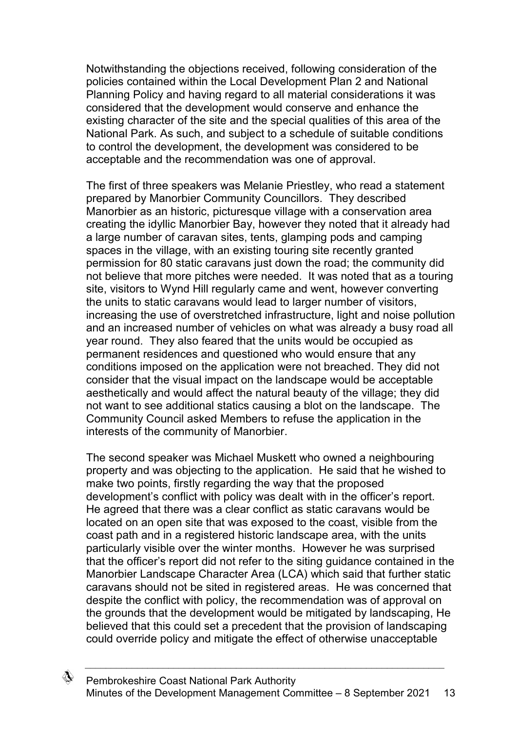Notwithstanding the objections received, following consideration of the policies contained within the Local Development Plan 2 and National Planning Policy and having regard to all material considerations it was considered that the development would conserve and enhance the existing character of the site and the special qualities of this area of the National Park. As such, and subject to a schedule of suitable conditions to control the development, the development was considered to be acceptable and the recommendation was one of approval.

The first of three speakers was Melanie Priestley, who read a statement prepared by Manorbier Community Councillors. They described Manorbier as an historic, picturesque village with a conservation area creating the idyllic Manorbier Bay, however they noted that it already had a large number of caravan sites, tents, glamping pods and camping spaces in the village, with an existing touring site recently granted permission for 80 static caravans just down the road; the community did not believe that more pitches were needed. It was noted that as a touring site, visitors to Wynd Hill regularly came and went, however converting the units to static caravans would lead to larger number of visitors, increasing the use of overstretched infrastructure, light and noise pollution and an increased number of vehicles on what was already a busy road all year round. They also feared that the units would be occupied as permanent residences and questioned who would ensure that any conditions imposed on the application were not breached. They did not consider that the visual impact on the landscape would be acceptable aesthetically and would affect the natural beauty of the village; they did not want to see additional statics causing a blot on the landscape. The Community Council asked Members to refuse the application in the interests of the community of Manorbier.

The second speaker was Michael Muskett who owned a neighbouring property and was objecting to the application. He said that he wished to make two points, firstly regarding the way that the proposed development's conflict with policy was dealt with in the officer's report. He agreed that there was a clear conflict as static caravans would be located on an open site that was exposed to the coast, visible from the coast path and in a registered historic landscape area, with the units particularly visible over the winter months. However he was surprised that the officer's report did not refer to the siting guidance contained in the Manorbier Landscape Character Area (LCA) which said that further static caravans should not be sited in registered areas. He was concerned that despite the conflict with policy, the recommendation was of approval on the grounds that the development would be mitigated by landscaping, He believed that this could set a precedent that the provision of landscaping could override policy and mitigate the effect of otherwise unacceptable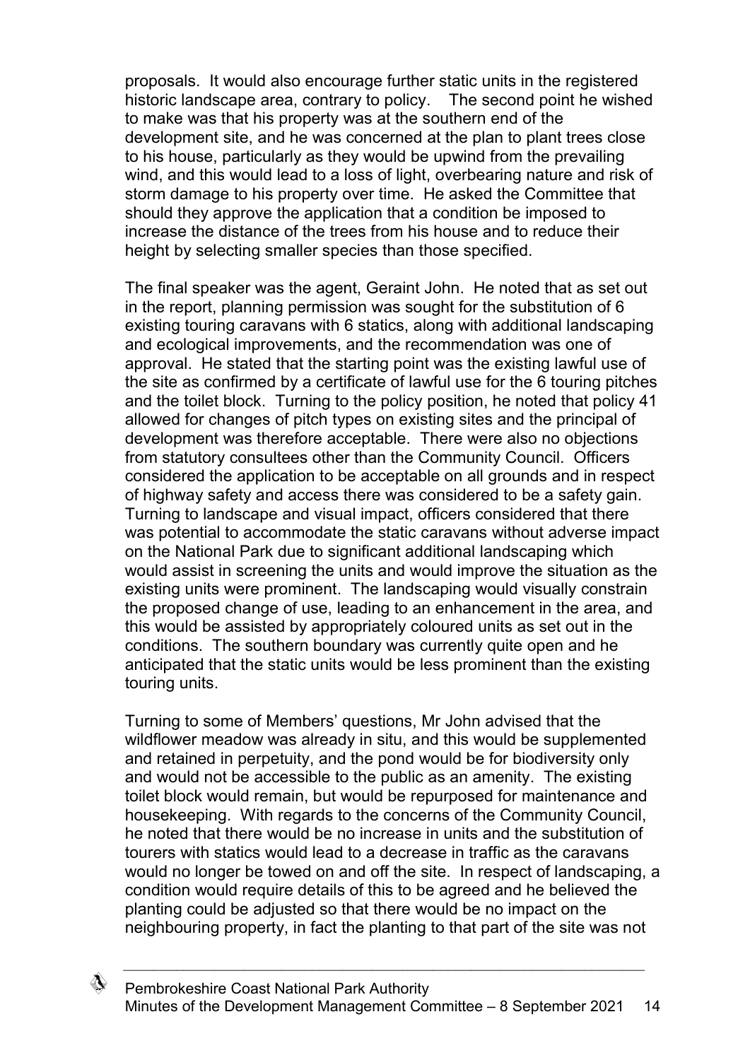proposals. It would also encourage further static units in the registered historic landscape area, contrary to policy. The second point he wished to make was that his property was at the southern end of the development site, and he was concerned at the plan to plant trees close to his house, particularly as they would be upwind from the prevailing wind, and this would lead to a loss of light, overbearing nature and risk of storm damage to his property over time. He asked the Committee that should they approve the application that a condition be imposed to increase the distance of the trees from his house and to reduce their height by selecting smaller species than those specified.

The final speaker was the agent, Geraint John. He noted that as set out in the report, planning permission was sought for the substitution of 6 existing touring caravans with 6 statics, along with additional landscaping and ecological improvements, and the recommendation was one of approval. He stated that the starting point was the existing lawful use of the site as confirmed by a certificate of lawful use for the 6 touring pitches and the toilet block. Turning to the policy position, he noted that policy 41 allowed for changes of pitch types on existing sites and the principal of development was therefore acceptable. There were also no objections from statutory consultees other than the Community Council. Officers considered the application to be acceptable on all grounds and in respect of highway safety and access there was considered to be a safety gain. Turning to landscape and visual impact, officers considered that there was potential to accommodate the static caravans without adverse impact on the National Park due to significant additional landscaping which would assist in screening the units and would improve the situation as the existing units were prominent. The landscaping would visually constrain the proposed change of use, leading to an enhancement in the area, and this would be assisted by appropriately coloured units as set out in the conditions. The southern boundary was currently quite open and he anticipated that the static units would be less prominent than the existing touring units.

Turning to some of Members' questions, Mr John advised that the wildflower meadow was already in situ, and this would be supplemented and retained in perpetuity, and the pond would be for biodiversity only and would not be accessible to the public as an amenity. The existing toilet block would remain, but would be repurposed for maintenance and housekeeping. With regards to the concerns of the Community Council, he noted that there would be no increase in units and the substitution of tourers with statics would lead to a decrease in traffic as the caravans would no longer be towed on and off the site. In respect of landscaping, a condition would require details of this to be agreed and he believed the planting could be adjusted so that there would be no impact on the neighbouring property, in fact the planting to that part of the site was not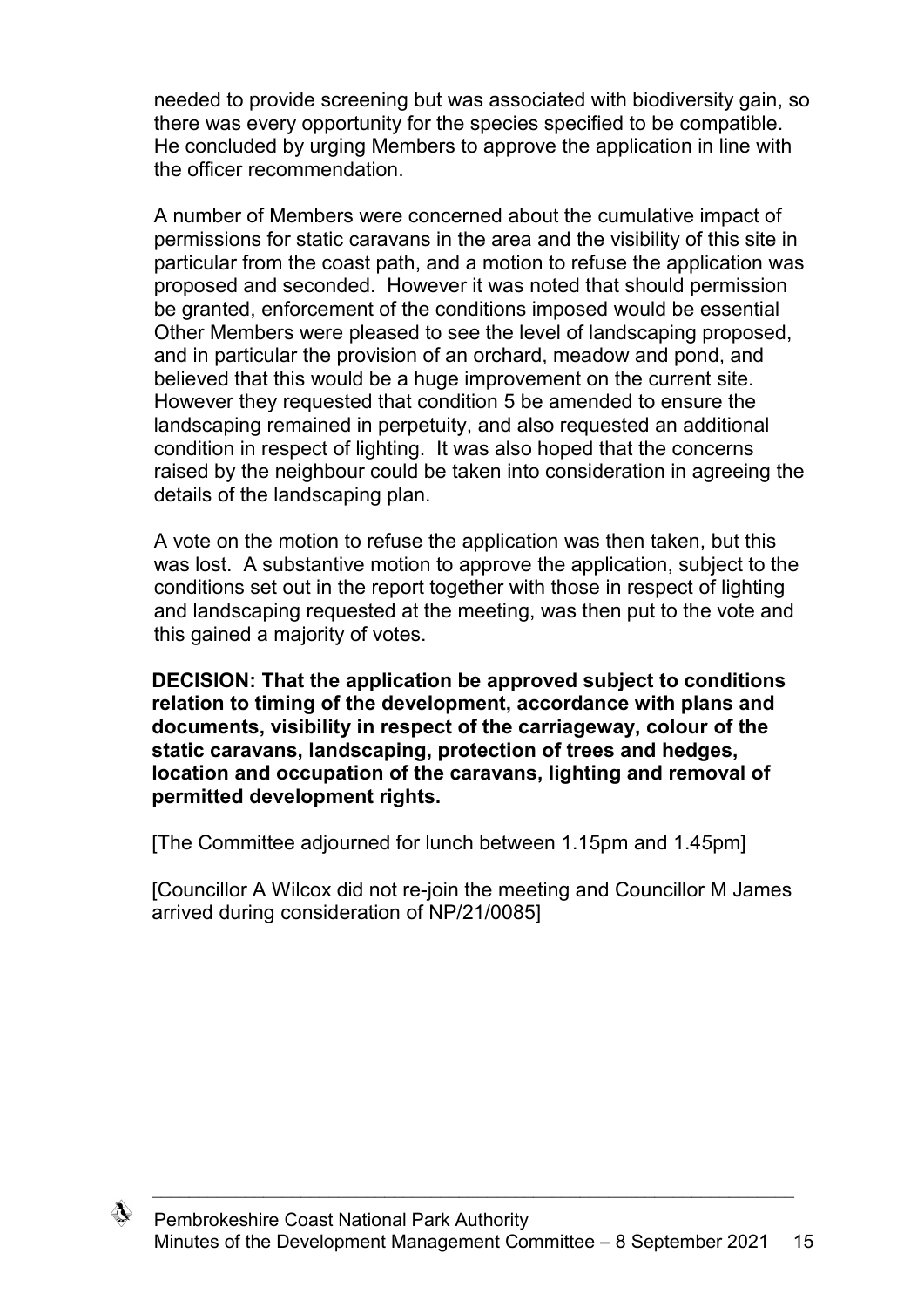needed to provide screening but was associated with biodiversity gain, so there was every opportunity for the species specified to be compatible. He concluded by urging Members to approve the application in line with the officer recommendation.

A number of Members were concerned about the cumulative impact of permissions for static caravans in the area and the visibility of this site in particular from the coast path, and a motion to refuse the application was proposed and seconded. However it was noted that should permission be granted, enforcement of the conditions imposed would be essential Other Members were pleased to see the level of landscaping proposed, and in particular the provision of an orchard, meadow and pond, and believed that this would be a huge improvement on the current site. However they requested that condition 5 be amended to ensure the landscaping remained in perpetuity, and also requested an additional condition in respect of lighting. It was also hoped that the concerns raised by the neighbour could be taken into consideration in agreeing the details of the landscaping plan.

A vote on the motion to refuse the application was then taken, but this was lost. A substantive motion to approve the application, subject to the conditions set out in the report together with those in respect of lighting and landscaping requested at the meeting, was then put to the vote and this gained a majority of votes.

**DECISION: That the application be approved subject to conditions relation to timing of the development, accordance with plans and documents, visibility in respect of the carriageway, colour of the static caravans, landscaping, protection of trees and hedges, location and occupation of the caravans, lighting and removal of permitted development rights.**

[The Committee adjourned for lunch between 1.15pm and 1.45pm]

[Councillor A Wilcox did not re-join the meeting and Councillor M James arrived during consideration of NP/21/0085]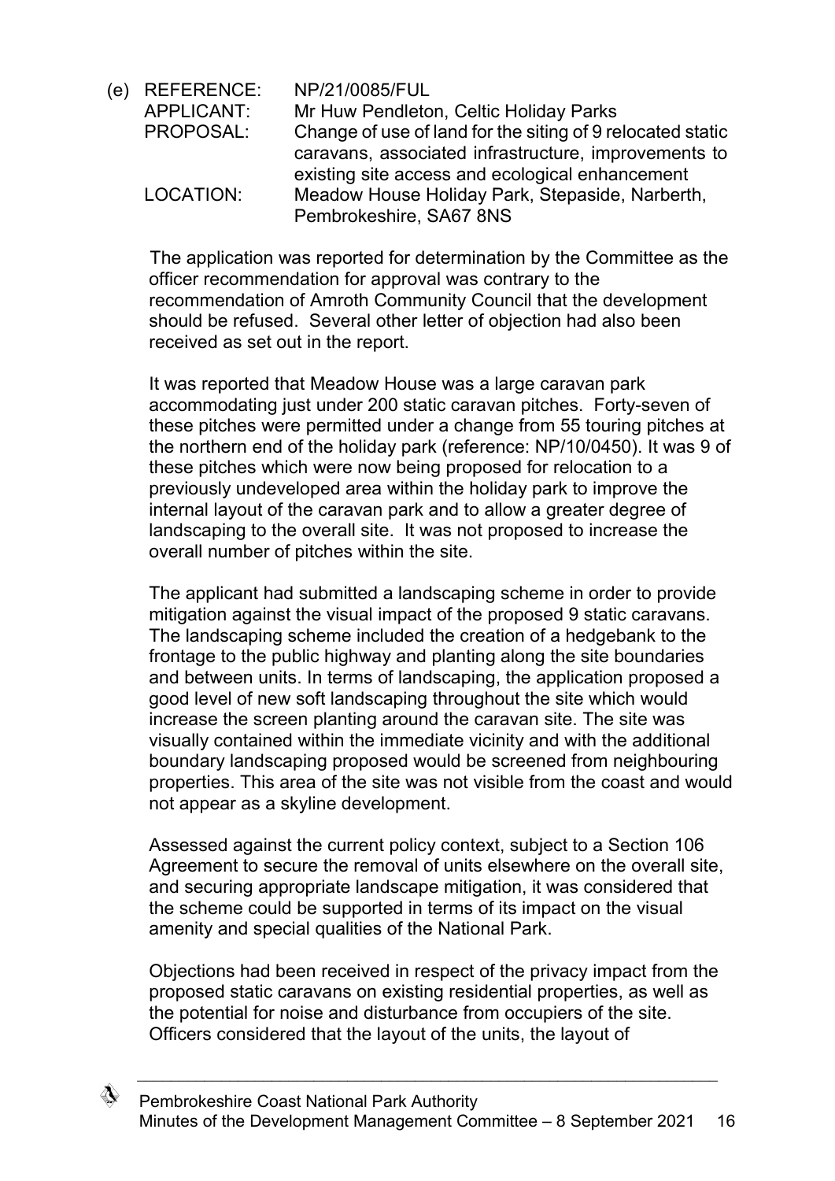(e) REFERENCE: NP/21/0085/FUL
APPLICANT: Mr Huw Pendleton, Celtic Holiday Parks
PROPOSAL: Change of use of land for the siting of 9 relocated static caravans, associated infrastructure, improvements to existing site access and ecological enhancement
LOCATION: Meadow House Holiday Park, Stepaside, Narberth, Pembrokeshire, SA67 8NS

The application was reported for determination by the Committee as the officer recommendation for approval was contrary to the recommendation of Amroth Community Council that the development should be refused. Several other letter of objection had also been received as set out in the report.

It was reported that Meadow House was a large caravan park accommodating just under 200 static caravan pitches. Forty-seven of these pitches were permitted under a change from 55 touring pitches at the northern end of the holiday park (reference: NP/10/0450). It was 9 of these pitches which were now being proposed for relocation to a previously undeveloped area within the holiday park to improve the internal layout of the caravan park and to allow a greater degree of landscaping to the overall site. It was not proposed to increase the overall number of pitches within the site.

The applicant had submitted a landscaping scheme in order to provide mitigation against the visual impact of the proposed 9 static caravans. The landscaping scheme included the creation of a hedgebank to the frontage to the public highway and planting along the site boundaries and between units. In terms of landscaping, the application proposed a good level of new soft landscaping throughout the site which would increase the screen planting around the caravan site. The site was visually contained within the immediate vicinity and with the additional boundary landscaping proposed would be screened from neighbouring properties. This area of the site was not visible from the coast and would not appear as a skyline development.

Assessed against the current policy context, subject to a Section 106 Agreement to secure the removal of units elsewhere on the overall site, and securing appropriate landscape mitigation, it was considered that the scheme could be supported in terms of its impact on the visual amenity and special qualities of the National Park.

Objections had been received in respect of the privacy impact from the proposed static caravans on existing residential properties, as well as the potential for noise and disturbance from occupiers of the site. Officers considered that the layout of the units, the layout of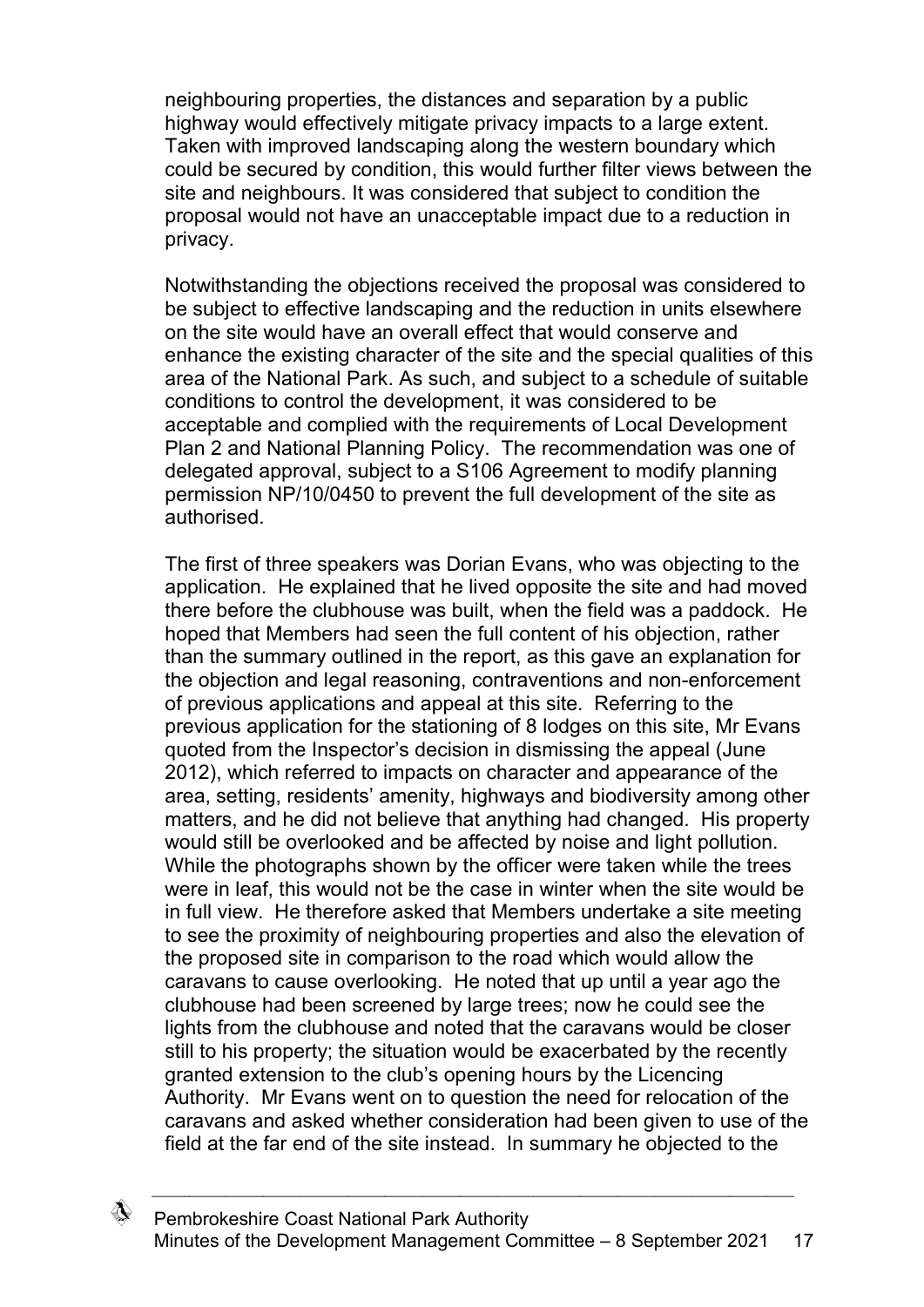neighbouring properties, the distances and separation by a public highway would effectively mitigate privacy impacts to a large extent. Taken with improved landscaping along the western boundary which could be secured by condition, this would further filter views between the site and neighbours. It was considered that subject to condition the proposal would not have an unacceptable impact due to a reduction in privacy.

Notwithstanding the objections received the proposal was considered to be subject to effective landscaping and the reduction in units elsewhere on the site would have an overall effect that would conserve and enhance the existing character of the site and the special qualities of this area of the National Park. As such, and subject to a schedule of suitable conditions to control the development, it was considered to be acceptable and complied with the requirements of Local Development Plan 2 and National Planning Policy. The recommendation was one of delegated approval, subject to a S106 Agreement to modify planning permission NP/10/0450 to prevent the full development of the site as authorised.

The first of three speakers was Dorian Evans, who was objecting to the application. He explained that he lived opposite the site and had moved there before the clubhouse was built, when the field was a paddock. He hoped that Members had seen the full content of his objection, rather than the summary outlined in the report, as this gave an explanation for the objection and legal reasoning, contraventions and non-enforcement of previous applications and appeal at this site. Referring to the previous application for the stationing of 8 lodges on this site, Mr Evans quoted from the Inspector's decision in dismissing the appeal (June 2012), which referred to impacts on character and appearance of the area, setting, residents' amenity, highways and biodiversity among other matters, and he did not believe that anything had changed. His property would still be overlooked and be affected by noise and light pollution. While the photographs shown by the officer were taken while the trees were in leaf, this would not be the case in winter when the site would be in full view. He therefore asked that Members undertake a site meeting to see the proximity of neighbouring properties and also the elevation of the proposed site in comparison to the road which would allow the caravans to cause overlooking. He noted that up until a year ago the clubhouse had been screened by large trees; now he could see the lights from the clubhouse and noted that the caravans would be closer still to his property; the situation would be exacerbated by the recently granted extension to the club's opening hours by the Licencing Authority. Mr Evans went on to question the need for relocation of the caravans and asked whether consideration had been given to use of the field at the far end of the site instead. In summary he objected to the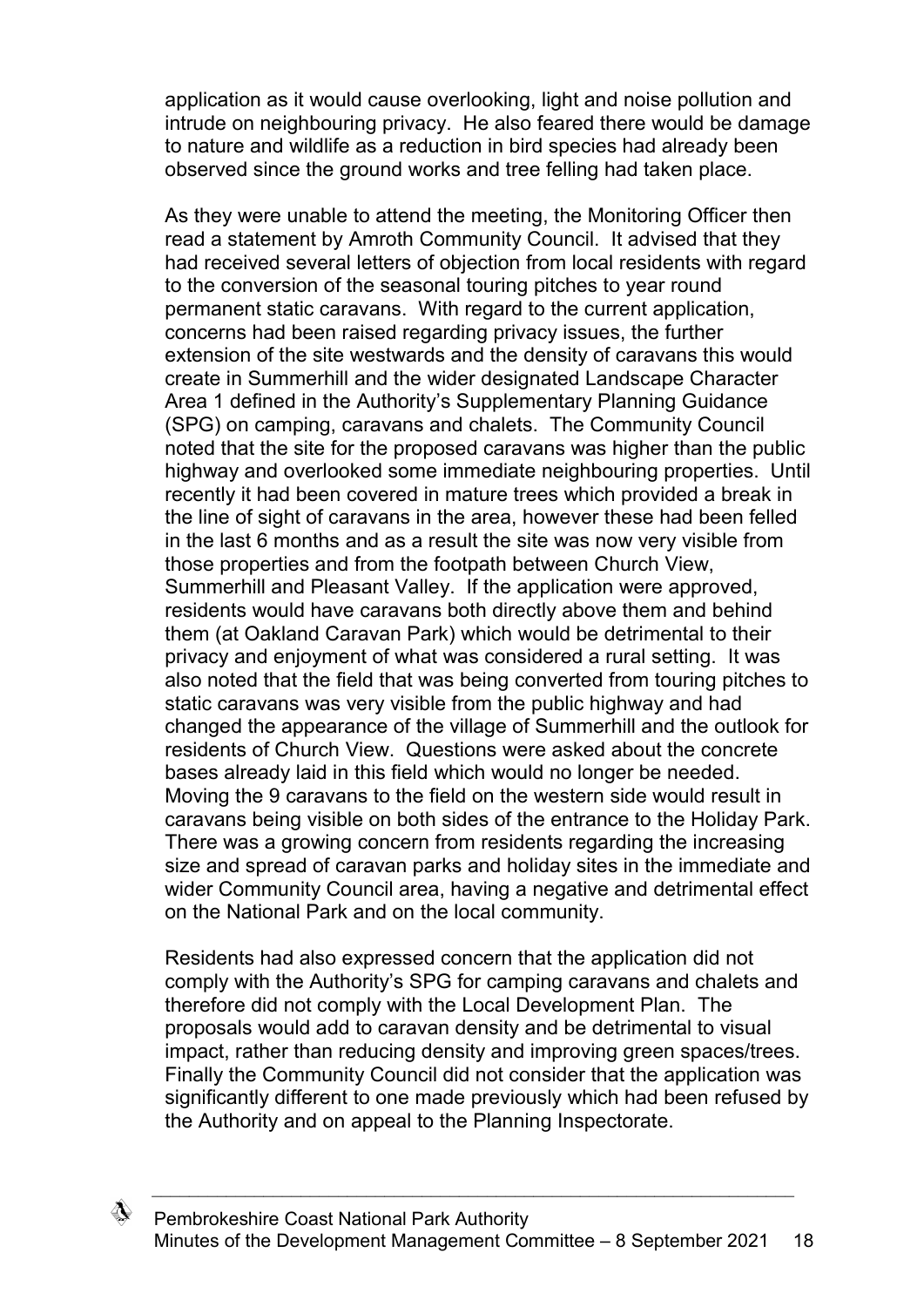application as it would cause overlooking, light and noise pollution and intrude on neighbouring privacy. He also feared there would be damage to nature and wildlife as a reduction in bird species had already been observed since the ground works and tree felling had taken place.

As they were unable to attend the meeting, the Monitoring Officer then read a statement by Amroth Community Council. It advised that they had received several letters of objection from local residents with regard to the conversion of the seasonal touring pitches to year round permanent static caravans. With regard to the current application, concerns had been raised regarding privacy issues, the further extension of the site westwards and the density of caravans this would create in Summerhill and the wider designated Landscape Character Area 1 defined in the Authority's Supplementary Planning Guidance (SPG) on camping, caravans and chalets. The Community Council noted that the site for the proposed caravans was higher than the public highway and overlooked some immediate neighbouring properties. Until recently it had been covered in mature trees which provided a break in the line of sight of caravans in the area, however these had been felled in the last 6 months and as a result the site was now very visible from those properties and from the footpath between Church View, Summerhill and Pleasant Valley. If the application were approved, residents would have caravans both directly above them and behind them (at Oakland Caravan Park) which would be detrimental to their privacy and enjoyment of what was considered a rural setting. It was also noted that the field that was being converted from touring pitches to static caravans was very visible from the public highway and had changed the appearance of the village of Summerhill and the outlook for residents of Church View. Questions were asked about the concrete bases already laid in this field which would no longer be needed. Moving the 9 caravans to the field on the western side would result in caravans being visible on both sides of the entrance to the Holiday Park. There was a growing concern from residents regarding the increasing size and spread of caravan parks and holiday sites in the immediate and wider Community Council area, having a negative and detrimental effect on the National Park and on the local community.

Residents had also expressed concern that the application did not comply with the Authority's SPG for camping caravans and chalets and therefore did not comply with the Local Development Plan. The proposals would add to caravan density and be detrimental to visual impact, rather than reducing density and improving green spaces/trees. Finally the Community Council did not consider that the application was significantly different to one made previously which had been refused by the Authority and on appeal to the Planning Inspectorate.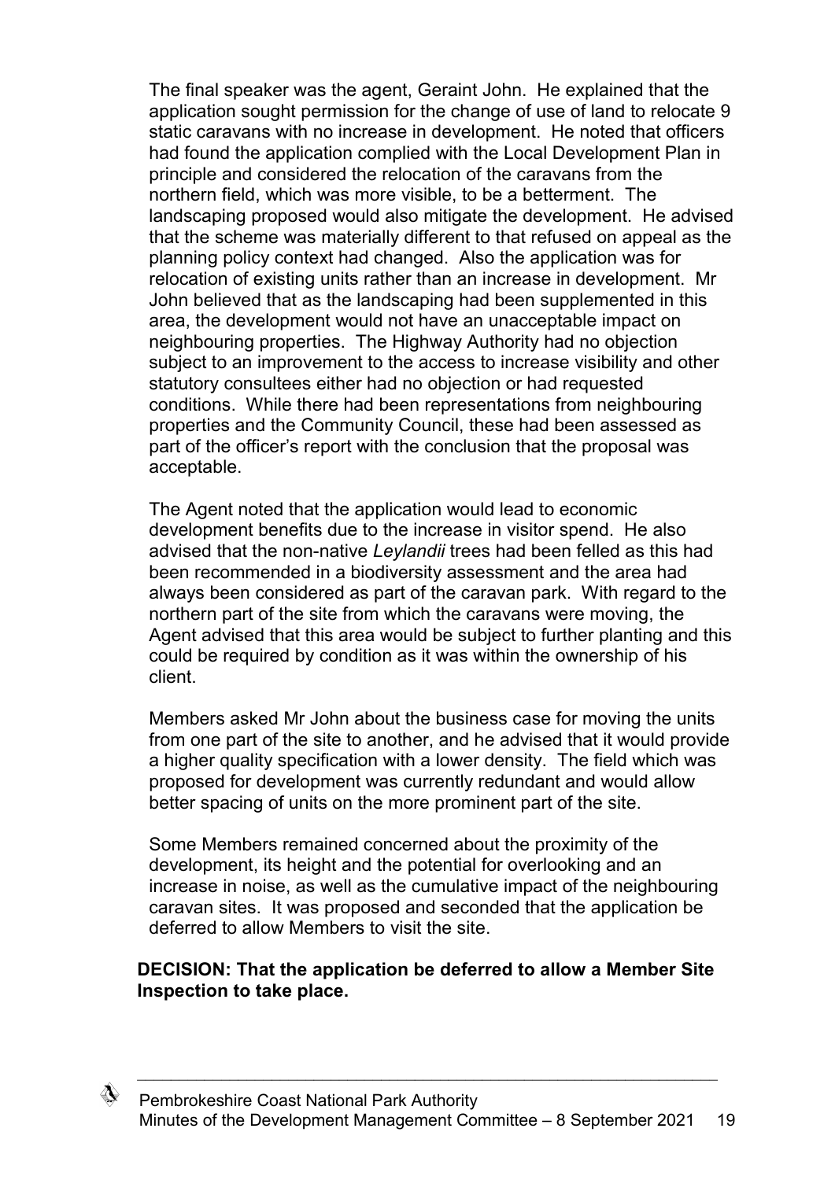The final speaker was the agent, Geraint John. He explained that the application sought permission for the change of use of land to relocate 9 static caravans with no increase in development. He noted that officers had found the application complied with the Local Development Plan in principle and considered the relocation of the caravans from the northern field, which was more visible, to be a betterment. The landscaping proposed would also mitigate the development. He advised that the scheme was materially different to that refused on appeal as the planning policy context had changed. Also the application was for relocation of existing units rather than an increase in development. Mr John believed that as the landscaping had been supplemented in this area, the development would not have an unacceptable impact on neighbouring properties. The Highway Authority had no objection subject to an improvement to the access to increase visibility and other statutory consultees either had no objection or had requested conditions. While there had been representations from neighbouring properties and the Community Council, these had been assessed as part of the officer's report with the conclusion that the proposal was acceptable.

The Agent noted that the application would lead to economic development benefits due to the increase in visitor spend. He also advised that the non-native *Leylandii* trees had been felled as this had been recommended in a biodiversity assessment and the area had always been considered as part of the caravan park. With regard to the northern part of the site from which the caravans were moving, the Agent advised that this area would be subject to further planting and this could be required by condition as it was within the ownership of his client.

Members asked Mr John about the business case for moving the units from one part of the site to another, and he advised that it would provide a higher quality specification with a lower density. The field which was proposed for development was currently redundant and would allow better spacing of units on the more prominent part of the site.

Some Members remained concerned about the proximity of the development, its height and the potential for overlooking and an increase in noise, as well as the cumulative impact of the neighbouring caravan sites. It was proposed and seconded that the application be deferred to allow Members to visit the site.

**DECISION: That the application be deferred to allow a Member Site Inspection to take place.**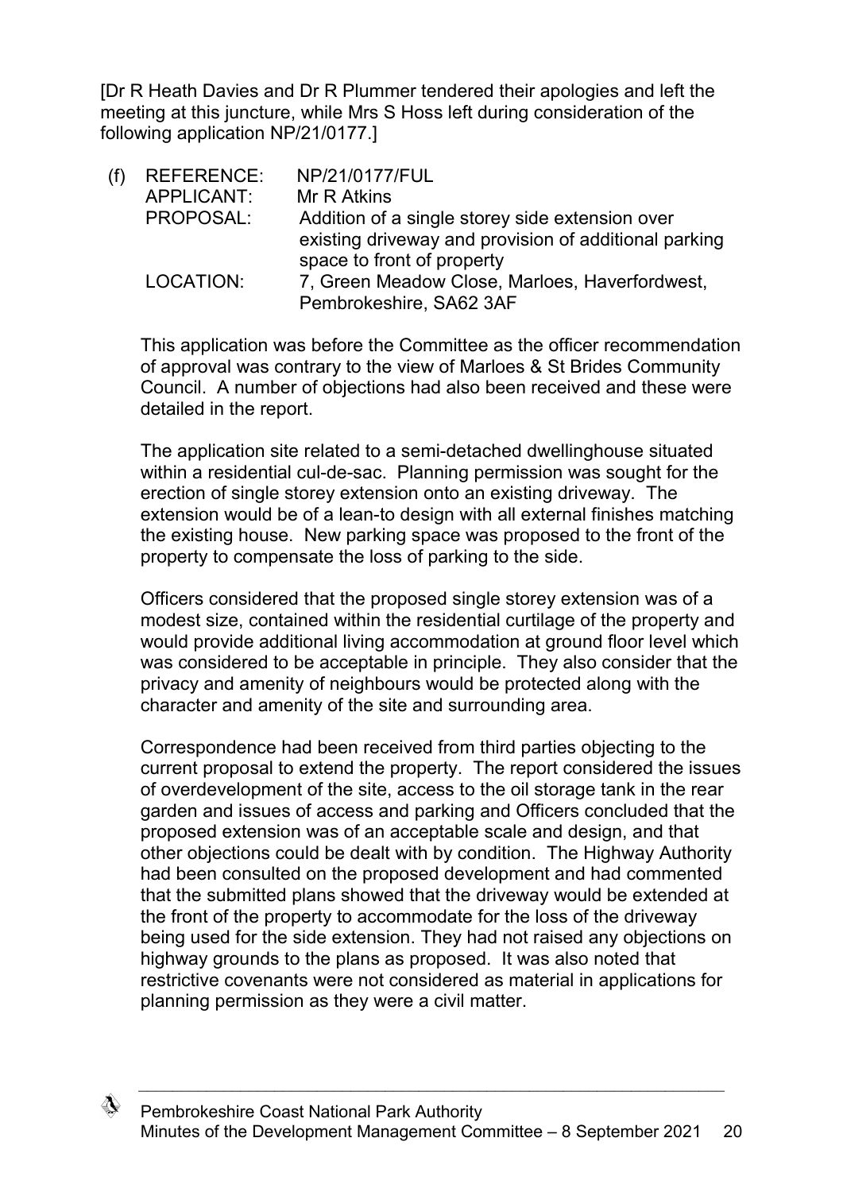[Dr R Heath Davies and Dr R Plummer tendered their apologies and left the meeting at this juncture, while Mrs S Hoss left during consideration of the following application NP/21/0177.]

(f) REFERENCE: NP/21/0177/FUL
APPLICANT: Mr R Atkins
PROPOSAL: Addition of a single storey side extension over existing driveway and provision of additional parking space to front of property
LOCATION: 7, Green Meadow Close, Marloes, Haverfordwest, Pembrokeshire, SA62 3AF

This application was before the Committee as the officer recommendation of approval was contrary to the view of Marloes & St Brides Community Council. A number of objections had also been received and these were detailed in the report.

The application site related to a semi-detached dwellinghouse situated within a residential cul-de-sac. Planning permission was sought for the erection of single storey extension onto an existing driveway. The extension would be of a lean-to design with all external finishes matching the existing house. New parking space was proposed to the front of the property to compensate the loss of parking to the side.

Officers considered that the proposed single storey extension was of a modest size, contained within the residential curtilage of the property and would provide additional living accommodation at ground floor level which was considered to be acceptable in principle. They also consider that the privacy and amenity of neighbours would be protected along with the character and amenity of the site and surrounding area.

Correspondence had been received from third parties objecting to the current proposal to extend the property. The report considered the issues of overdevelopment of the site, access to the oil storage tank in the rear garden and issues of access and parking and Officers concluded that the proposed extension was of an acceptable scale and design, and that other objections could be dealt with by condition. The Highway Authority had been consulted on the proposed development and had commented that the submitted plans showed that the driveway would be extended at the front of the property to accommodate for the loss of the driveway being used for the side extension. They had not raised any objections on highway grounds to the plans as proposed. It was also noted that restrictive covenants were not considered as material in applications for planning permission as they were a civil matter.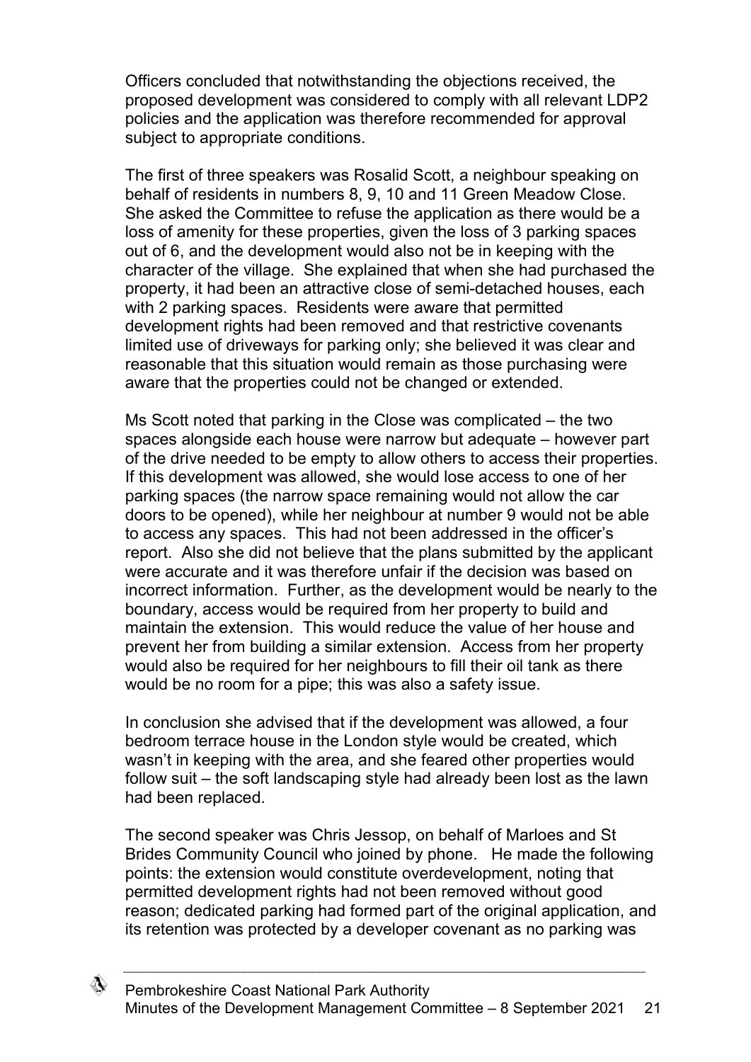Officers concluded that notwithstanding the objections received, the proposed development was considered to comply with all relevant LDP2 policies and the application was therefore recommended for approval subject to appropriate conditions.

The first of three speakers was Rosalid Scott, a neighbour speaking on behalf of residents in numbers 8, 9, 10 and 11 Green Meadow Close. She asked the Committee to refuse the application as there would be a loss of amenity for these properties, given the loss of 3 parking spaces out of 6, and the development would also not be in keeping with the character of the village. She explained that when she had purchased the property, it had been an attractive close of semi-detached houses, each with 2 parking spaces. Residents were aware that permitted development rights had been removed and that restrictive covenants limited use of driveways for parking only; she believed it was clear and reasonable that this situation would remain as those purchasing were aware that the properties could not be changed or extended.

Ms Scott noted that parking in the Close was complicated – the two spaces alongside each house were narrow but adequate – however part of the drive needed to be empty to allow others to access their properties. If this development was allowed, she would lose access to one of her parking spaces (the narrow space remaining would not allow the car doors to be opened), while her neighbour at number 9 would not be able to access any spaces. This had not been addressed in the officer's report. Also she did not believe that the plans submitted by the applicant were accurate and it was therefore unfair if the decision was based on incorrect information. Further, as the development would be nearly to the boundary, access would be required from her property to build and maintain the extension. This would reduce the value of her house and prevent her from building a similar extension. Access from her property would also be required for her neighbours to fill their oil tank as there would be no room for a pipe; this was also a safety issue.

In conclusion she advised that if the development was allowed, a four bedroom terrace house in the London style would be created, which wasn't in keeping with the area, and she feared other properties would follow suit – the soft landscaping style had already been lost as the lawn had been replaced.

The second speaker was Chris Jessop, on behalf of Marloes and St Brides Community Council who joined by phone. He made the following points: the extension would constitute overdevelopment, noting that permitted development rights had not been removed without good reason; dedicated parking had formed part of the original application, and its retention was protected by a developer covenant as no parking was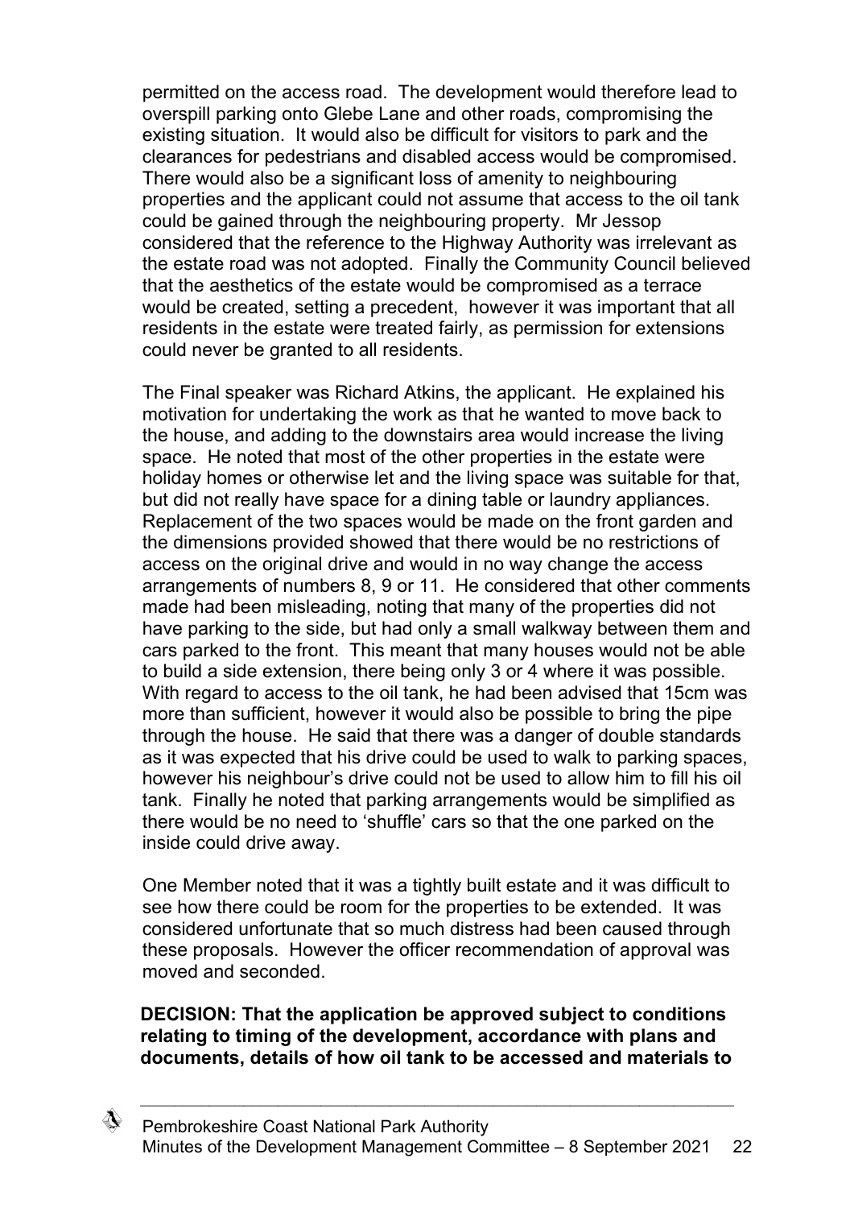permitted on the access road. The development would therefore lead to overspill parking onto Glebe Lane and other roads, compromising the existing situation. It would also be difficult for visitors to park and the clearances for pedestrians and disabled access would be compromised. There would also be a significant loss of amenity to neighbouring properties and the applicant could not assume that access to the oil tank could be gained through the neighbouring property. Mr Jessop considered that the reference to the Highway Authority was irrelevant as the estate road was not adopted. Finally the Community Council believed that the aesthetics of the estate would be compromised as a terrace would be created, setting a precedent, however it was important that all residents in the estate were treated fairly, as permission for extensions could never be granted to all residents.

The Final speaker was Richard Atkins, the applicant. He explained his motivation for undertaking the work as that he wanted to move back to the house, and adding to the downstairs area would increase the living space. He noted that most of the other properties in the estate were holiday homes or otherwise let and the living space was suitable for that, but did not really have space for a dining table or laundry appliances. Replacement of the two spaces would be made on the front garden and the dimensions provided showed that there would be no restrictions of access on the original drive and would in no way change the access arrangements of numbers 8, 9 or 11. He considered that other comments made had been misleading, noting that many of the properties did not have parking to the side, but had only a small walkway between them and cars parked to the front. This meant that many houses would not be able to build a side extension, there being only 3 or 4 where it was possible. With regard to access to the oil tank, he had been advised that 15cm was more than sufficient, however it would also be possible to bring the pipe through the house. He said that there was a danger of double standards as it was expected that his drive could be used to walk to parking spaces, however his neighbour's drive could not be used to allow him to fill his oil tank. Finally he noted that parking arrangements would be simplified as there would be no need to 'shuffle' cars so that the one parked on the inside could drive away.

One Member noted that it was a tightly built estate and it was difficult to see how there could be room for the properties to be extended. It was considered unfortunate that so much distress had been caused through these proposals. However the officer recommendation of approval was moved and seconded.

**DECISION: That the application be approved subject to conditions relating to timing of the development, accordance with plans and documents, details of how oil tank to be accessed and materials to**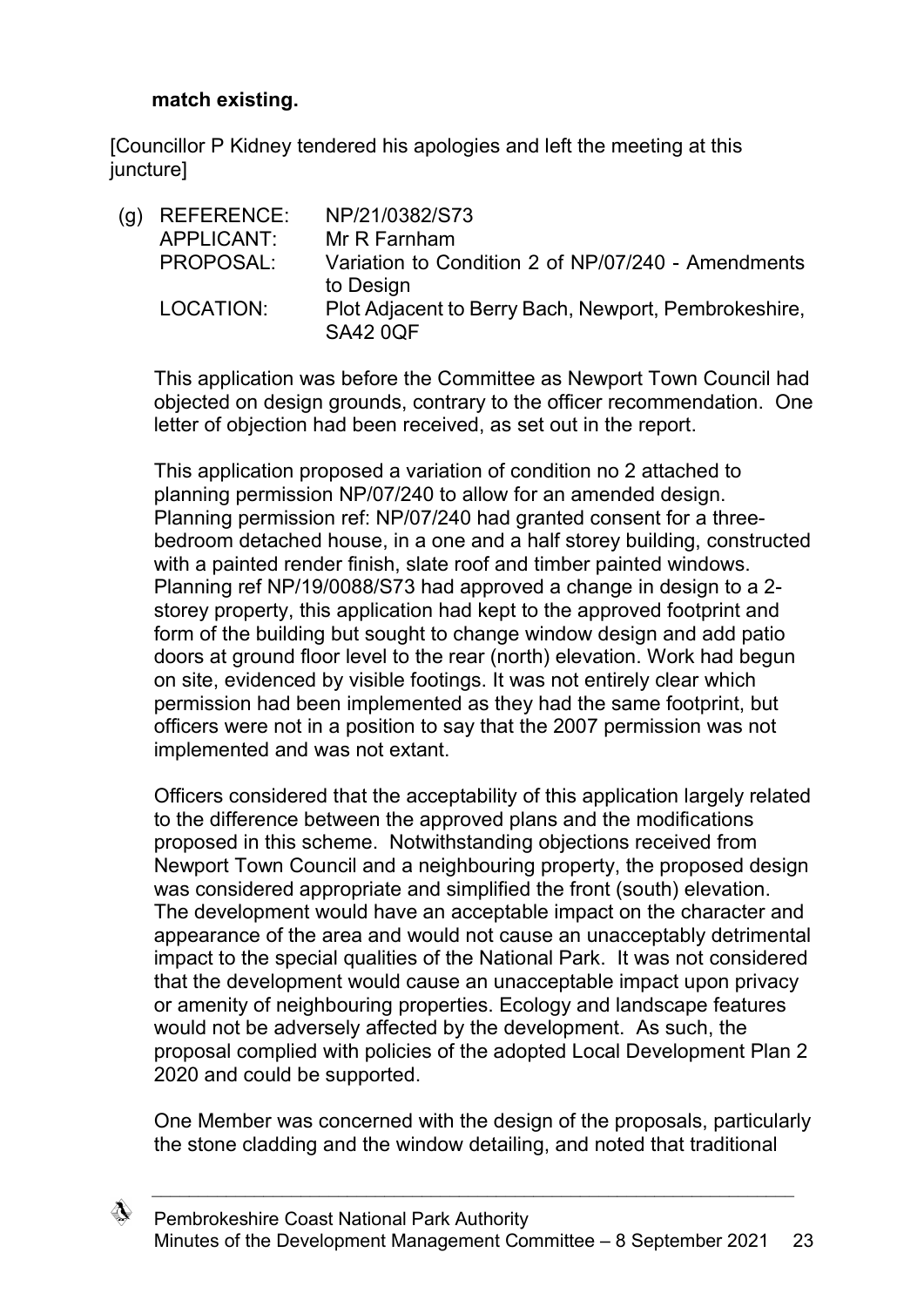**match existing.**

[Councillor P Kidney tendered his apologies and left the meeting at this juncture]

(g) REFERENCE: NP/21/0382/S73
APPLICANT: Mr R Farnham
PROPOSAL: Variation to Condition 2 of NP/07/240 - Amendments to Design
LOCATION: Plot Adjacent to Berry Bach, Newport, Pembrokeshire, SA42 0QF

This application was before the Committee as Newport Town Council had objected on design grounds, contrary to the officer recommendation. One letter of objection had been received, as set out in the report.

This application proposed a variation of condition no 2 attached to planning permission NP/07/240 to allow for an amended design. Planning permission ref: NP/07/240 had granted consent for a three-bedroom detached house, in a one and a half storey building, constructed with a painted render finish, slate roof and timber painted windows. Planning ref NP/19/0088/S73 had approved a change in design to a 2-storey property, this application had kept to the approved footprint and form of the building but sought to change window design and add patio doors at ground floor level to the rear (north) elevation. Work had begun on site, evidenced by visible footings. It was not entirely clear which permission had been implemented as they had the same footprint, but officers were not in a position to say that the 2007 permission was not implemented and was not extant.

Officers considered that the acceptability of this application largely related to the difference between the approved plans and the modifications proposed in this scheme. Notwithstanding objections received from Newport Town Council and a neighbouring property, the proposed design was considered appropriate and simplified the front (south) elevation. The development would have an acceptable impact on the character and appearance of the area and would not cause an unacceptably detrimental impact to the special qualities of the National Park. It was not considered that the development would cause an unacceptable impact upon privacy or amenity of neighbouring properties. Ecology and landscape features would not be adversely affected by the development. As such, the proposal complied with policies of the adopted Local Development Plan 2 2020 and could be supported.

One Member was concerned with the design of the proposals, particularly the stone cladding and the window detailing, and noted that traditional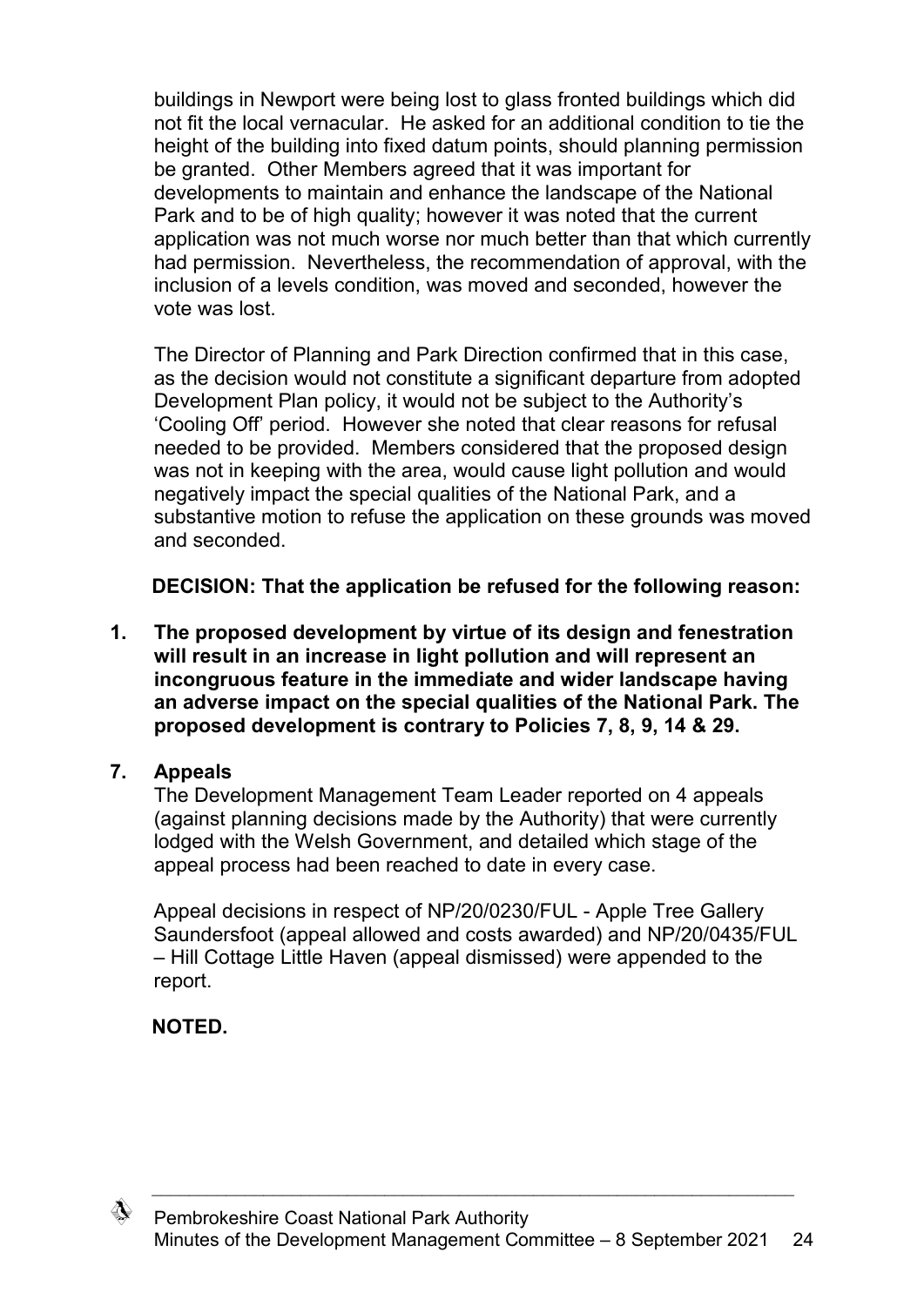buildings in Newport were being lost to glass fronted buildings which did not fit the local vernacular. He asked for an additional condition to tie the height of the building into fixed datum points, should planning permission be granted. Other Members agreed that it was important for developments to maintain and enhance the landscape of the National Park and to be of high quality; however it was noted that the current application was not much worse nor much better than that which currently had permission. Nevertheless, the recommendation of approval, with the inclusion of a levels condition, was moved and seconded, however the vote was lost.

The Director of Planning and Park Direction confirmed that in this case, as the decision would not constitute a significant departure from adopted Development Plan policy, it would not be subject to the Authority's 'Cooling Off' period. However she noted that clear reasons for refusal needed to be provided. Members considered that the proposed design was not in keeping with the area, would cause light pollution and would negatively impact the special qualities of the National Park, and a substantive motion to refuse the application on these grounds was moved and seconded.

**DECISION: That the application be refused for the following reason:**

1. **The proposed development by virtue of its design and fenestration will result in an increase in light pollution and will represent an incongruous feature in the immediate and wider landscape having an adverse impact on the special qualities of the National Park. The proposed development is contrary to Policies 7, 8, 9, 14 & 29.**

## 7. Appeals

The Development Management Team Leader reported on 4 appeals (against planning decisions made by the Authority) that were currently lodged with the Welsh Government, and detailed which stage of the appeal process had been reached to date in every case.

Appeal decisions in respect of NP/20/0230/FUL - Apple Tree Gallery Saundersfoot (appeal allowed and costs awarded) and NP/20/0435/FUL – Hill Cottage Little Haven (appeal dismissed) were appended to the report.

**NOTED.**